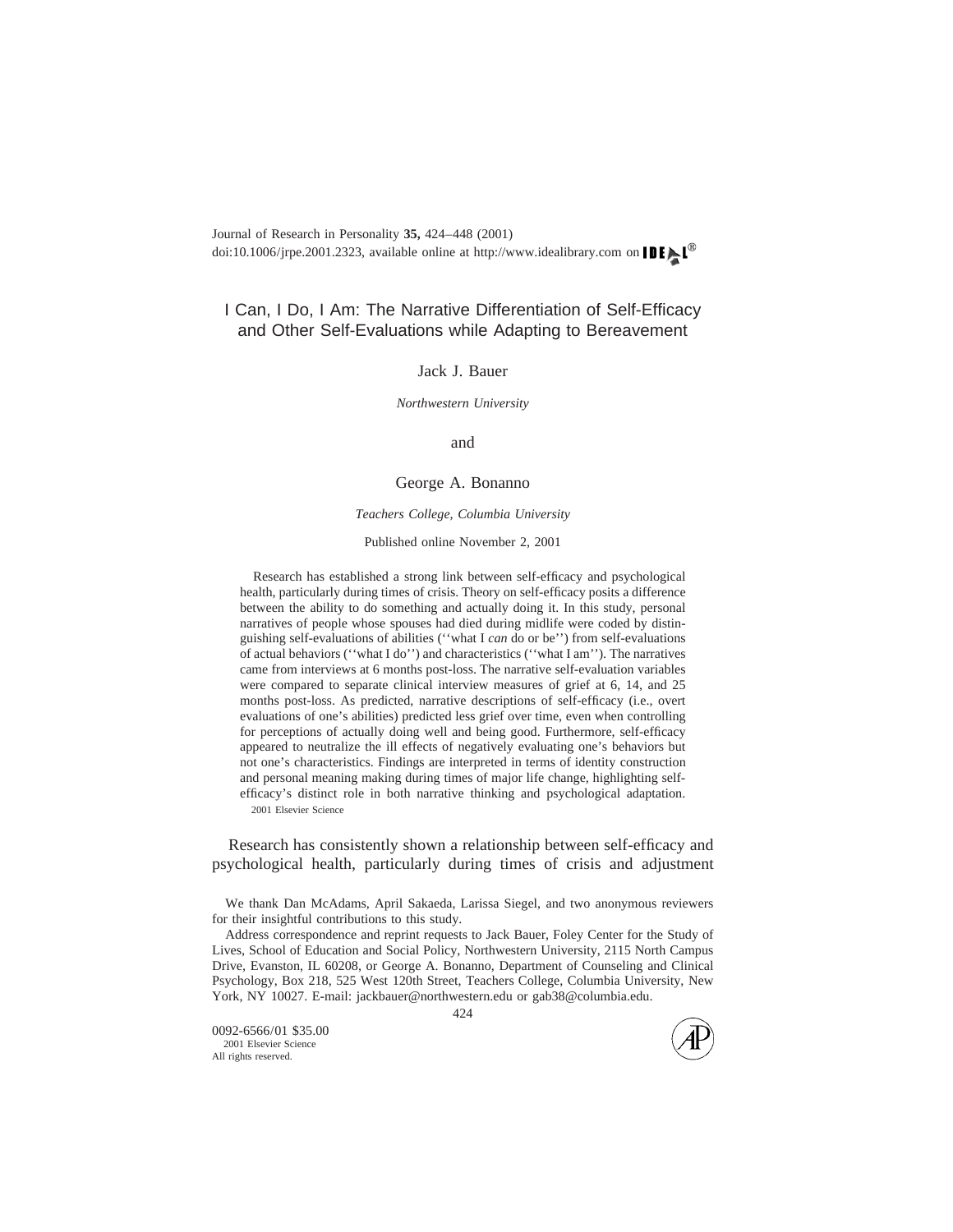# I Can, I Do, I Am: The Narrative Differentiation of Self-Efficacy and Other Self-Evaluations while Adapting to Bereavement

Jack J. Bauer

*Northwestern University*

and

George A. Bonanno

*Teachers College, Columbia University*

Published online November 2, 2001

Research has established a strong link between self-efficacy and psychological health, particularly during times of crisis. Theory on self-efficacy posits a difference between the ability to do something and actually doing it. In this study, personal narratives of people whose spouses had died during midlife were coded by distinguishing self-evaluations of abilities (''what I *can* do or be'') from self-evaluations of actual behaviors (''what I do'') and characteristics (''what I am''). The narratives came from interviews at 6 months post-loss. The narrative self-evaluation variables were compared to separate clinical interview measures of grief at 6, 14, and 25 months post-loss. As predicted, narrative descriptions of self-efficacy (i.e., overt evaluations of one's abilities) predicted less grief over time, even when controlling for perceptions of actually doing well and being good. Furthermore, self-efficacy appeared to neutralize the ill effects of negatively evaluating one's behaviors but not one's characteristics. Findings are interpreted in terms of identity construction and personal meaning making during times of major life change, highlighting self-efficacy's distinct role in both narrative thinking and psychological adaptation. 2001 Elsevier Science

Research has consistently shown a relationship between self-efficacy and psychological health, particularly during times of crisis and adjustment

We thank Dan McAdams, April Sakaeda, Larissa Siegel, and two anonymous reviewers for their insightful contributions to this study.

Address correspondence and reprint requests to Jack Bauer, Foley Center for the Study of Lives, School of Education and Social Policy, Northwestern University, 2115 North Campus Drive, Evanston, IL 60208, or George A. Bonanno, Department of Counseling and Clinical Psychology, Box 218, 525 West 120th Street, Teachers College, Columbia University, New York, NY 10027. E-mail: jackbauer@northwestern.edu or gab38@columbia.edu.

0092-6566/01 $35.00
2001 Elsevier Science
All rights reserved.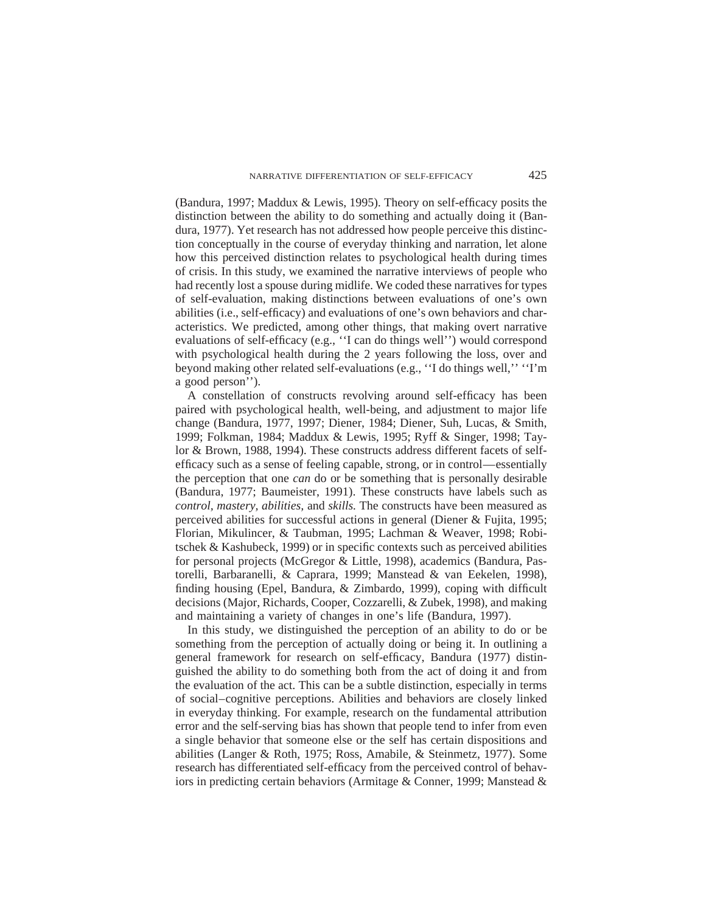(Bandura, 1997; Maddux & Lewis, 1995). Theory on self-efficacy posits the distinction between the ability to do something and actually doing it (Bandura, 1977). Yet research has not addressed how people perceive this distinction conceptually in the course of everyday thinking and narration, let alone how this perceived distinction relates to psychological health during times of crisis. In this study, we examined the narrative interviews of people who had recently lost a spouse during midlife. We coded these narratives for types of self-evaluation, making distinctions between evaluations of one's own abilities (i.e., self-efficacy) and evaluations of one's own behaviors and characteristics. We predicted, among other things, that making overt narrative evaluations of self-efficacy (e.g., ''I can do things well'') would correspond with psychological health during the 2 years following the loss, over and beyond making other related self-evaluations (e.g., ''I do things well,'' ''I'm a good person'').

A constellation of constructs revolving around self-efficacy has been paired with psychological health, well-being, and adjustment to major life change (Bandura, 1977, 1997; Diener, 1984; Diener, Suh, Lucas, & Smith, 1999; Folkman, 1984; Maddux & Lewis, 1995; Ryff & Singer, 1998; Taylor & Brown, 1988, 1994). These constructs address different facets of self-efficacy such as a sense of feeling capable, strong, or in control—essentially the perception that one *can* do or be something that is personally desirable (Bandura, 1977; Baumeister, 1991). These constructs have labels such as *control*, *mastery, abilities,* and *skills.* The constructs have been measured as perceived abilities for successful actions in general (Diener & Fujita, 1995; Florian, Mikulincer, & Taubman, 1995; Lachman & Weaver, 1998; Robitschek & Kashubeck, 1999) or in specific contexts such as perceived abilities for personal projects (McGregor & Little, 1998), academics (Bandura, Pastorelli, Barbaranelli, & Caprara, 1999; Manstead & van Eekelen, 1998), finding housing (Epel, Bandura, & Zimbardo, 1999), coping with difficult decisions (Major, Richards, Cooper, Cozzarelli, & Zubek, 1998), and making and maintaining a variety of changes in one's life (Bandura, 1997).

In this study, we distinguished the perception of an ability to do or be something from the perception of actually doing or being it. In outlining a general framework for research on self-efficacy, Bandura (1977) distinguished the ability to do something both from the act of doing it and from the evaluation of the act. This can be a subtle distinction, especially in terms of social–cognitive perceptions. Abilities and behaviors are closely linked in everyday thinking. For example, research on the fundamental attribution error and the self-serving bias has shown that people tend to infer from even a single behavior that someone else or the self has certain dispositions and abilities (Langer & Roth, 1975; Ross, Amabile, & Steinmetz, 1977). Some research has differentiated self-efficacy from the perceived control of behaviors in predicting certain behaviors (Armitage & Conner, 1999; Manstead &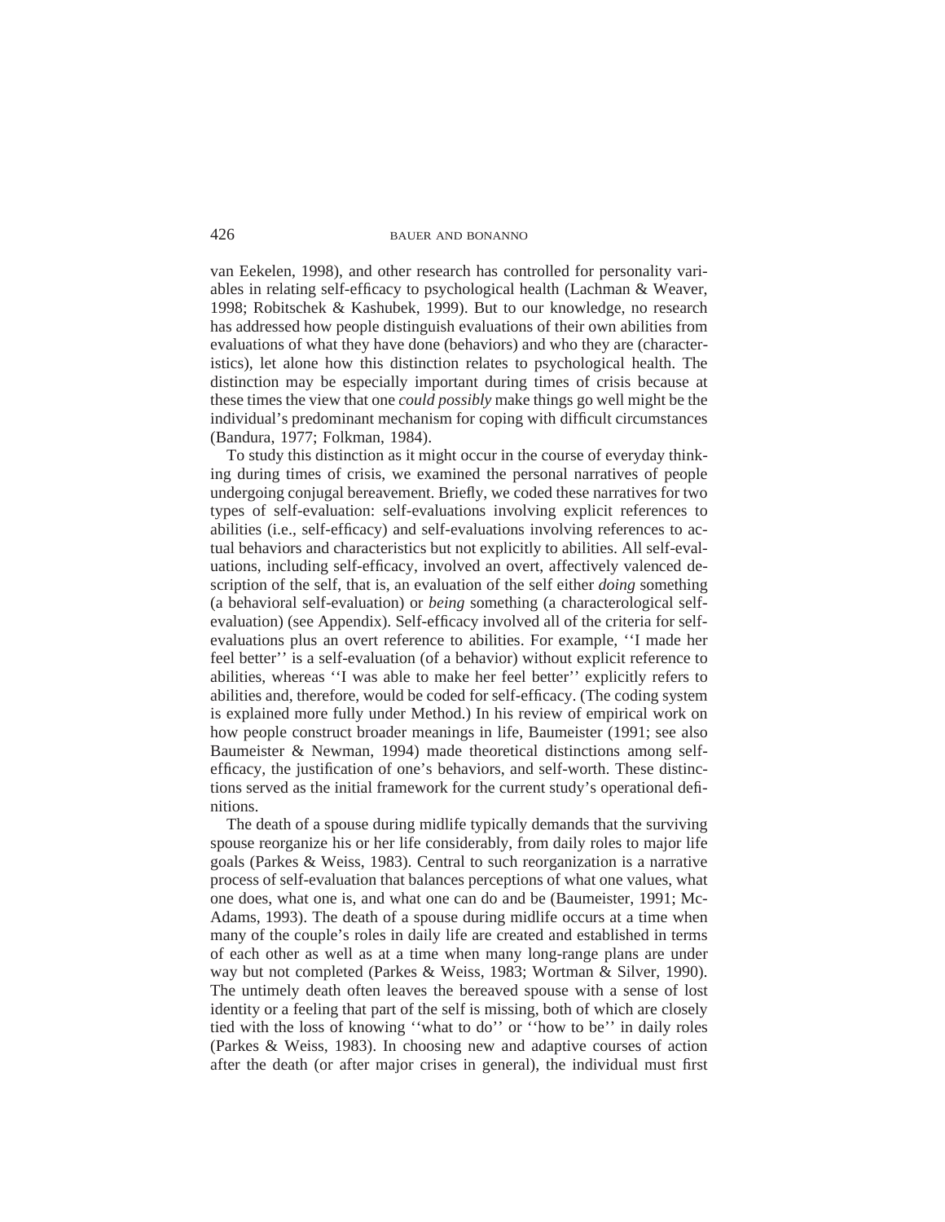van Eekelen, 1998), and other research has controlled for personality variables in relating self-efficacy to psychological health (Lachman & Weaver, 1998; Robitschek & Kashubek, 1999). But to our knowledge, no research has addressed how people distinguish evaluations of their own abilities from evaluations of what they have done (behaviors) and who they are (characteristics), let alone how this distinction relates to psychological health. The distinction may be especially important during times of crisis because at these times the view that one *could possibly* make things go well might be the individual's predominant mechanism for coping with difficult circumstances (Bandura, 1977; Folkman, 1984).

To study this distinction as it might occur in the course of everyday thinking during times of crisis, we examined the personal narratives of people undergoing conjugal bereavement. Briefly, we coded these narratives for two types of self-evaluation: self-evaluations involving explicit references to abilities (i.e., self-efficacy) and self-evaluations involving references to actual behaviors and characteristics but not explicitly to abilities. All self-evaluations, including self-efficacy, involved an overt, affectively valenced description of the self, that is, an evaluation of the self either *doing* something (a behavioral self-evaluation) or *being* something (a characterological self-evaluation) (see Appendix). Self-efficacy involved all of the criteria for self-evaluations plus an overt reference to abilities. For example, ''I made her feel better'' is a self-evaluation (of a behavior) without explicit reference to abilities, whereas ''I was able to make her feel better'' explicitly refers to abilities and, therefore, would be coded for self-efficacy. (The coding system is explained more fully under Method.) In his review of empirical work on how people construct broader meanings in life, Baumeister (1991; see also Baumeister & Newman, 1994) made theoretical distinctions among self-efficacy, the justification of one's behaviors, and self-worth. These distinctions served as the initial framework for the current study's operational definitions.

The death of a spouse during midlife typically demands that the surviving spouse reorganize his or her life considerably, from daily roles to major life goals (Parkes & Weiss, 1983). Central to such reorganization is a narrative process of self-evaluation that balances perceptions of what one values, what one does, what one is, and what one can do and be (Baumeister, 1991; McAdams, 1993). The death of a spouse during midlife occurs at a time when many of the couple's roles in daily life are created and established in terms of each other as well as at a time when many long-range plans are under way but not completed (Parkes & Weiss, 1983; Wortman & Silver, 1990). The untimely death often leaves the bereaved spouse with a sense of lost identity or a feeling that part of the self is missing, both of which are closely tied with the loss of knowing ''what to do'' or ''how to be'' in daily roles (Parkes & Weiss, 1983). In choosing new and adaptive courses of action after the death (or after major crises in general), the individual must first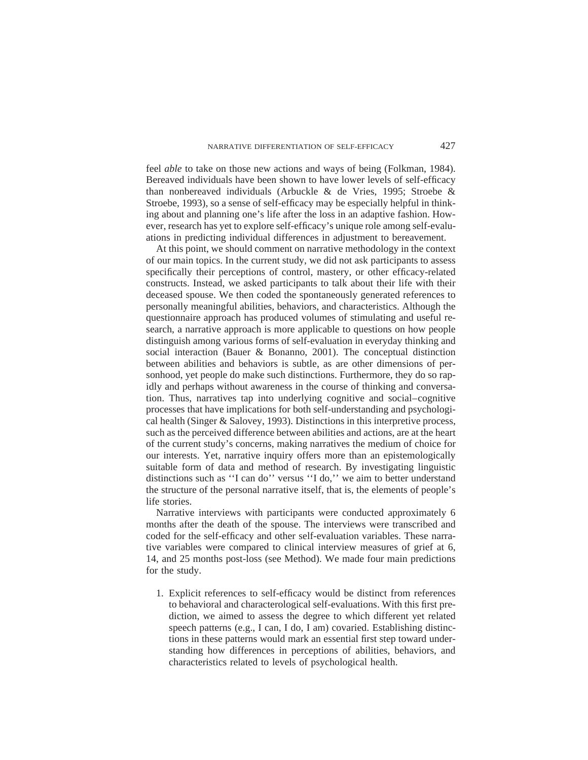feel *able* to take on those new actions and ways of being (Folkman, 1984). Bereaved individuals have been shown to have lower levels of self-efficacy than nonbereaved individuals (Arbuckle & de Vries, 1995; Stroebe & Stroebe, 1993), so a sense of self-efficacy may be especially helpful in thinking about and planning one's life after the loss in an adaptive fashion. However, research has yet to explore self-efficacy's unique role among self-evaluations in predicting individual differences in adjustment to bereavement.

At this point, we should comment on narrative methodology in the context of our main topics. In the current study, we did not ask participants to assess specifically their perceptions of control, mastery, or other efficacy-related constructs. Instead, we asked participants to talk about their life with their deceased spouse. We then coded the spontaneously generated references to personally meaningful abilities, behaviors, and characteristics. Although the questionnaire approach has produced volumes of stimulating and useful research, a narrative approach is more applicable to questions on how people distinguish among various forms of self-evaluation in everyday thinking and social interaction (Bauer & Bonanno, 2001). The conceptual distinction between abilities and behaviors is subtle, as are other dimensions of personhood, yet people do make such distinctions. Furthermore, they do so rapidly and perhaps without awareness in the course of thinking and conversation. Thus, narratives tap into underlying cognitive and social–cognitive processes that have implications for both self-understanding and psychological health (Singer & Salovey, 1993). Distinctions in this interpretive process, such as the perceived difference between abilities and actions, are at the heart of the current study's concerns, making narratives the medium of choice for our interests. Yet, narrative inquiry offers more than an epistemologically suitable form of data and method of research. By investigating linguistic distinctions such as ''I can do'' versus ''I do,'' we aim to better understand the structure of the personal narrative itself, that is, the elements of people's life stories.

Narrative interviews with participants were conducted approximately 6 months after the death of the spouse. The interviews were transcribed and coded for the self-efficacy and other self-evaluation variables. These narrative variables were compared to clinical interview measures of grief at 6, 14, and 25 months post-loss (see Method). We made four main predictions for the study.

1. Explicit references to self-efficacy would be distinct from references to behavioral and characterological self-evaluations. With this first prediction, we aimed to assess the degree to which different yet related speech patterns (e.g., I can, I do, I am) covaried. Establishing distinctions in these patterns would mark an essential first step toward understanding how differences in perceptions of abilities, behaviors, and characteristics related to levels of psychological health.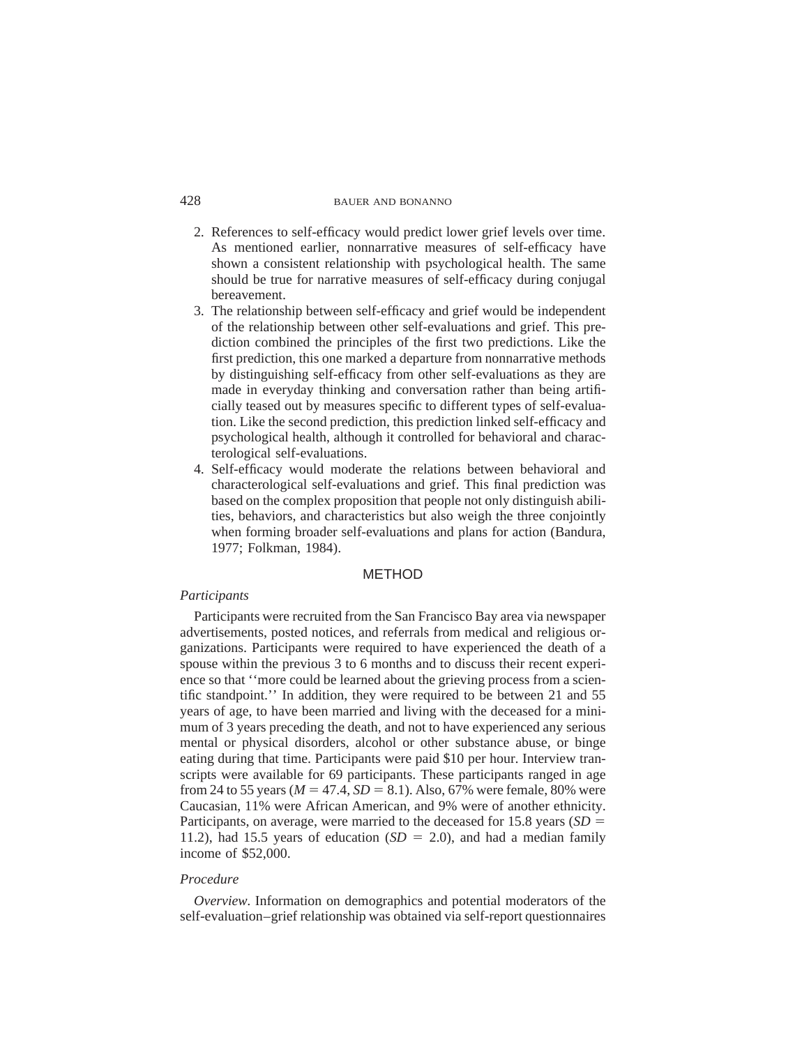2. References to self-efficacy would predict lower grief levels over time. As mentioned earlier, nonnarrative measures of self-efficacy have shown a consistent relationship with psychological health. The same should be true for narrative measures of self-efficacy during conjugal bereavement.
3. The relationship between self-efficacy and grief would be independent of the relationship between other self-evaluations and grief. This prediction combined the principles of the first two predictions. Like the first prediction, this one marked a departure from nonnarrative methods by distinguishing self-efficacy from other self-evaluations as they are made in everyday thinking and conversation rather than being artificially teased out by measures specific to different types of self-evaluation. Like the second prediction, this prediction linked self-efficacy and psychological health, although it controlled for behavioral and characterological self-evaluations.
4. Self-efficacy would moderate the relations between behavioral and characterological self-evaluations and grief. This final prediction was based on the complex proposition that people not only distinguish abilities, behaviors, and characteristics but also weigh the three conjointly when forming broader self-evaluations and plans for action (Bandura, 1977; Folkman, 1984).

## METHOD

### *Participants*

Participants were recruited from the San Francisco Bay area via newspaper advertisements, posted notices, and referrals from medical and religious organizations. Participants were required to have experienced the death of a spouse within the previous 3 to 6 months and to discuss their recent experience so that ''more could be learned about the grieving process from a scientific standpoint.'' In addition, they were required to be between 21 and 55 years of age, to have been married and living with the deceased for a minimum of 3 years preceding the death, and not to have experienced any serious mental or physical disorders, alcohol or other substance abuse, or binge eating during that time. Participants were paid \$10 per hour. Interview transcripts were available for 69 participants. These participants ranged in age from 24 to 55 years ($M = 47.4$, $SD = 8.1$). Also, 67% were female, 80% were Caucasian, 11% were African American, and 9% were of another ethnicity. Participants, on average, were married to the deceased for 15.8 years ($SD = 11.2$), had 15.5 years of education ($SD = 2.0$), and had a median family income of \$52,000.

### *Procedure*

*Overview.* Information on demographics and potential moderators of the self-evaluation–grief relationship was obtained via self-report questionnaires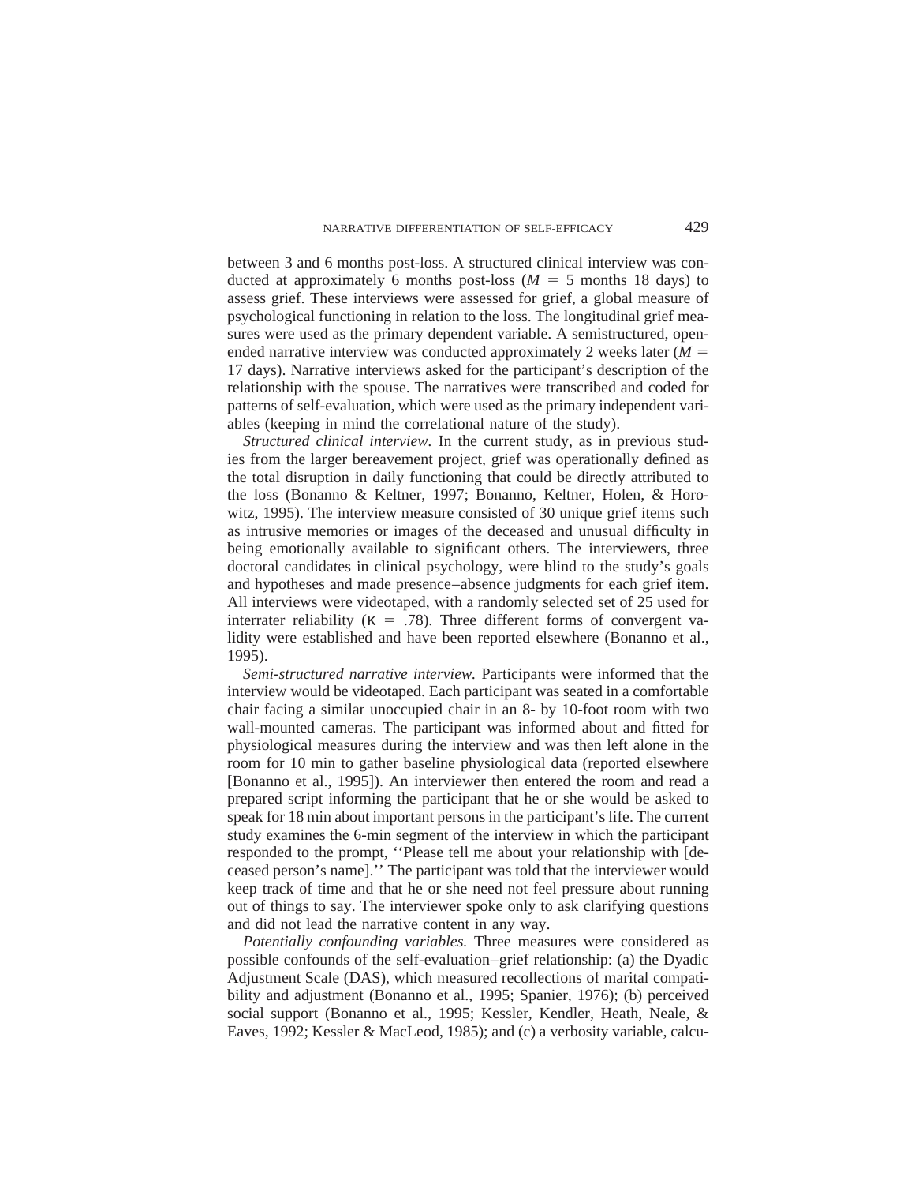between 3 and 6 months post-loss. A structured clinical interview was conducted at approximately 6 months post-loss ($M$ = 5 months 18 days) to assess grief. These interviews were assessed for grief, a global measure of psychological functioning in relation to the loss. The longitudinal grief measures were used as the primary dependent variable. A semistructured, open-ended narrative interview was conducted approximately 2 weeks later ($M$ = 17 days). Narrative interviews asked for the participant's description of the relationship with the spouse. The narratives were transcribed and coded for patterns of self-evaluation, which were used as the primary independent variables (keeping in mind the correlational nature of the study).

*Structured clinical interview.* In the current study, as in previous studies from the larger bereavement project, grief was operationally defined as the total disruption in daily functioning that could be directly attributed to the loss (Bonanno & Keltner, 1997; Bonanno, Keltner, Holen, & Horowitz, 1995). The interview measure consisted of 30 unique grief items such as intrusive memories or images of the deceased and unusual difficulty in being emotionally available to significant others. The interviewers, three doctoral candidates in clinical psychology, were blind to the study's goals and hypotheses and made presence–absence judgments for each grief item. All interviews were videotaped, with a randomly selected set of 25 used for interrater reliability ($\kappa$ = .78). Three different forms of convergent validity were established and have been reported elsewhere (Bonanno et al., 1995).

*Semi-structured narrative interview.* Participants were informed that the interview would be videotaped. Each participant was seated in a comfortable chair facing a similar unoccupied chair in an 8- by 10-foot room with two wall-mounted cameras. The participant was informed about and fitted for physiological measures during the interview and was then left alone in the room for 10 min to gather baseline physiological data (reported elsewhere [Bonanno et al., 1995]). An interviewer then entered the room and read a prepared script informing the participant that he or she would be asked to speak for 18 min about important persons in the participant's life. The current study examines the 6-min segment of the interview in which the participant responded to the prompt, ''Please tell me about your relationship with [deceased person's name].'' The participant was told that the interviewer would keep track of time and that he or she need not feel pressure about running out of things to say. The interviewer spoke only to ask clarifying questions and did not lead the narrative content in any way.

*Potentially confounding variables.* Three measures were considered as possible confounds of the self-evaluation–grief relationship: (a) the Dyadic Adjustment Scale (DAS), which measured recollections of marital compatibility and adjustment (Bonanno et al., 1995; Spanier, 1976); (b) perceived social support (Bonanno et al., 1995; Kessler, Kendler, Heath, Neale, & Eaves, 1992; Kessler & MacLeod, 1985); and (c) a verbosity variable, calcu-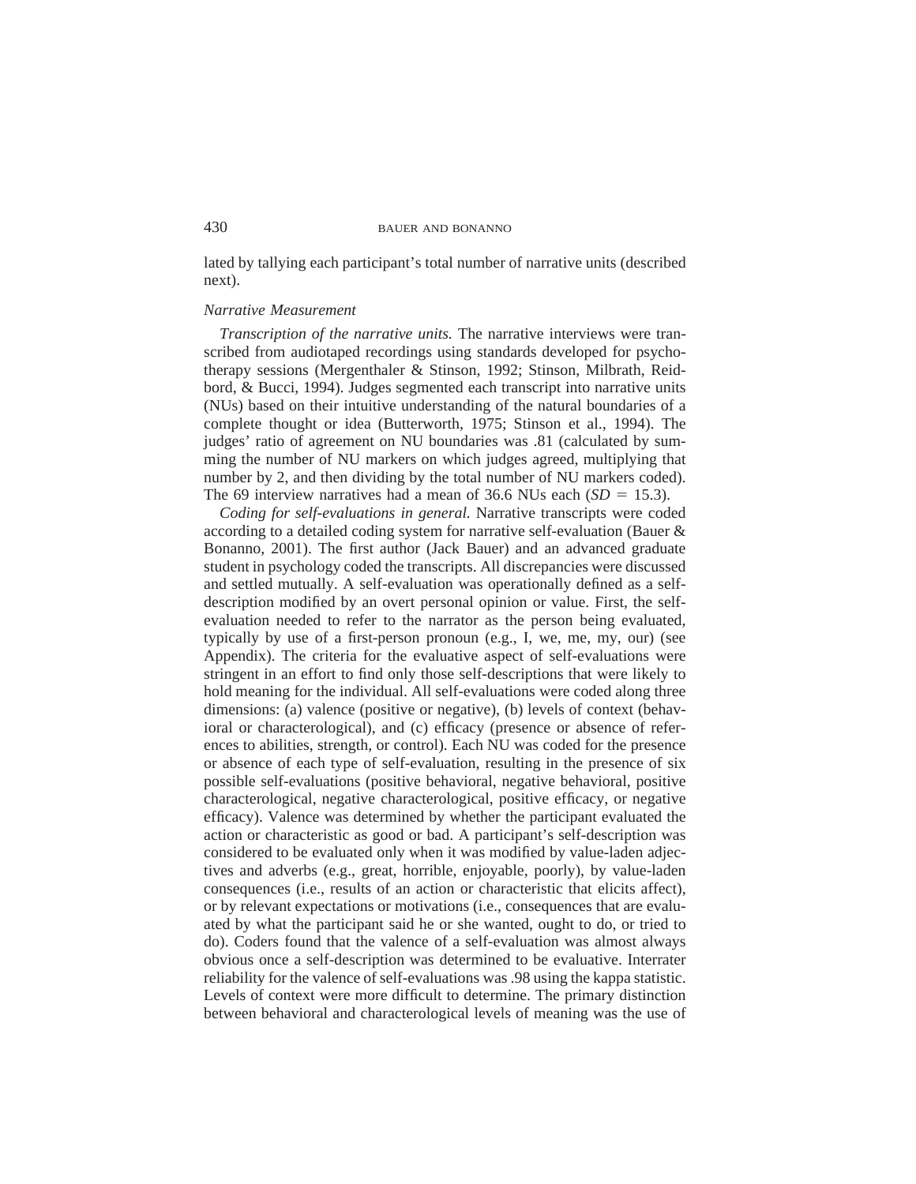lated by tallying each participant's total number of narrative units (described next).

### *Narrative Measurement*

*Transcription of the narrative units.* The narrative interviews were transcribed from audiotaped recordings using standards developed for psychotherapy sessions (Mergenthaler & Stinson, 1992; Stinson, Milbrath, Reidbord, & Bucci, 1994). Judges segmented each transcript into narrative units (NUs) based on their intuitive understanding of the natural boundaries of a complete thought or idea (Butterworth, 1975; Stinson et al., 1994). The judges' ratio of agreement on NU boundaries was .81 (calculated by summing the number of NU markers on which judges agreed, multiplying that number by 2, and then dividing by the total number of NU markers coded). The 69 interview narratives had a mean of 36.6 NUs each ($SD = 15.3$).

*Coding for self-evaluations in general.* Narrative transcripts were coded according to a detailed coding system for narrative self-evaluation (Bauer & Bonanno, 2001). The first author (Jack Bauer) and an advanced graduate student in psychology coded the transcripts. All discrepancies were discussed and settled mutually. A self-evaluation was operationally defined as a self-description modified by an overt personal opinion or value. First, the self-evaluation needed to refer to the narrator as the person being evaluated, typically by use of a first-person pronoun (e.g., I, we, me, my, our) (see Appendix). The criteria for the evaluative aspect of self-evaluations were stringent in an effort to find only those self-descriptions that were likely to hold meaning for the individual. All self-evaluations were coded along three dimensions: (a) valence (positive or negative), (b) levels of context (behavioral or characterological), and (c) efficacy (presence or absence of references to abilities, strength, or control). Each NU was coded for the presence or absence of each type of self-evaluation, resulting in the presence of six possible self-evaluations (positive behavioral, negative behavioral, positive characterological, negative characterological, positive efficacy, or negative efficacy). Valence was determined by whether the participant evaluated the action or characteristic as good or bad. A participant's self-description was considered to be evaluated only when it was modified by value-laden adjectives and adverbs (e.g., great, horrible, enjoyable, poorly), by value-laden consequences (i.e., results of an action or characteristic that elicits affect), or by relevant expectations or motivations (i.e., consequences that are evaluated by what the participant said he or she wanted, ought to do, or tried to do). Coders found that the valence of a self-evaluation was almost always obvious once a self-description was determined to be evaluative. Interrater reliability for the valence of self-evaluations was .98 using the kappa statistic. Levels of context were more difficult to determine. The primary distinction between behavioral and characterological levels of meaning was the use of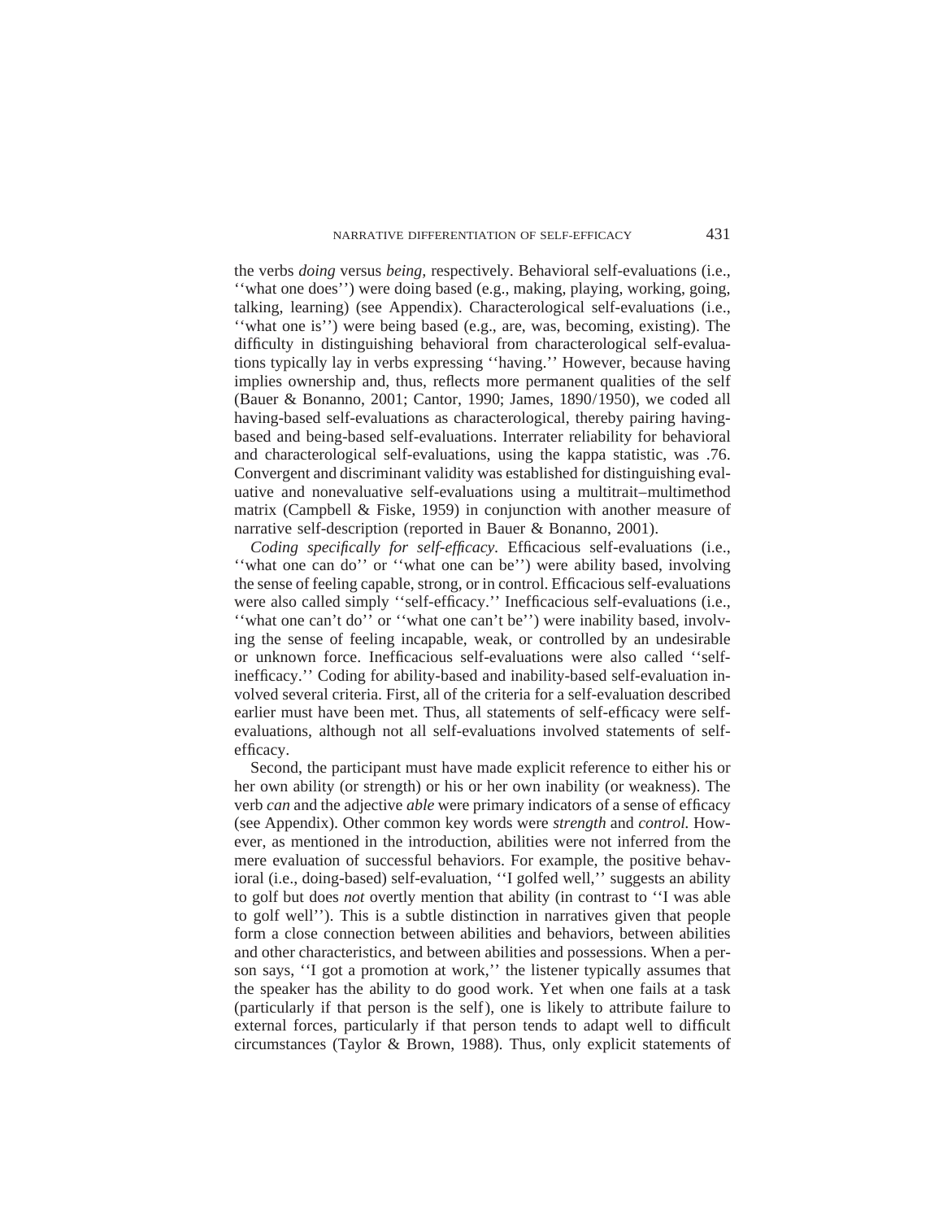the verbs *doing* versus *being*, respectively. Behavioral self-evaluations (i.e., ''what one does'') were doing based (e.g., making, playing, working, going, talking, learning) (see Appendix). Characterological self-evaluations (i.e., ''what one is'') were being based (e.g., are, was, becoming, existing). The difficulty in distinguishing behavioral from characterological self-evaluations typically lay in verbs expressing ''having.'' However, because having implies ownership and, thus, reflects more permanent qualities of the self (Bauer & Bonanno, 2001; Cantor, 1990; James, 1890/1950), we coded all having-based self-evaluations as characterological, thereby pairing having-based and being-based self-evaluations. Interrater reliability for behavioral and characterological self-evaluations, using the kappa statistic, was .76. Convergent and discriminant validity was established for distinguishing evaluative and nonevaluative self-evaluations using a multitrait–multimethod matrix (Campbell & Fiske, 1959) in conjunction with another measure of narrative self-description (reported in Bauer & Bonanno, 2001).

*Coding specifically for self-efficacy.* Efficacious self-evaluations (i.e., ''what one can do'' or ''what one can be'') were ability based, involving the sense of feeling capable, strong, or in control. Efficacious self-evaluations were also called simply ''self-efficacy.'' Inefficacious self-evaluations (i.e., ''what one can't do'' or ''what one can't be'') were inability based, involving the sense of feeling incapable, weak, or controlled by an undesirable or unknown force. Inefficacious self-evaluations were also called ''self-inefficacy.'' Coding for ability-based and inability-based self-evaluation involved several criteria. First, all of the criteria for a self-evaluation described earlier must have been met. Thus, all statements of self-efficacy were self-evaluations, although not all self-evaluations involved statements of self-efficacy.

Second, the participant must have made explicit reference to either his or her own ability (or strength) or his or her own inability (or weakness). The verb *can* and the adjective *able* were primary indicators of a sense of efficacy (see Appendix). Other common key words were *strength* and *control.* However, as mentioned in the introduction, abilities were not inferred from the mere evaluation of successful behaviors. For example, the positive behavioral (i.e., doing-based) self-evaluation, ''I golfed well,'' suggests an ability to golf but does *not* overtly mention that ability (in contrast to ''I was able to golf well''). This is a subtle distinction in narratives given that people form a close connection between abilities and behaviors, between abilities and other characteristics, and between abilities and possessions. When a person says, ''I got a promotion at work,'' the listener typically assumes that the speaker has the ability to do good work. Yet when one fails at a task (particularly if that person is the self), one is likely to attribute failure to external forces, particularly if that person tends to adapt well to difficult circumstances (Taylor & Brown, 1988). Thus, only explicit statements of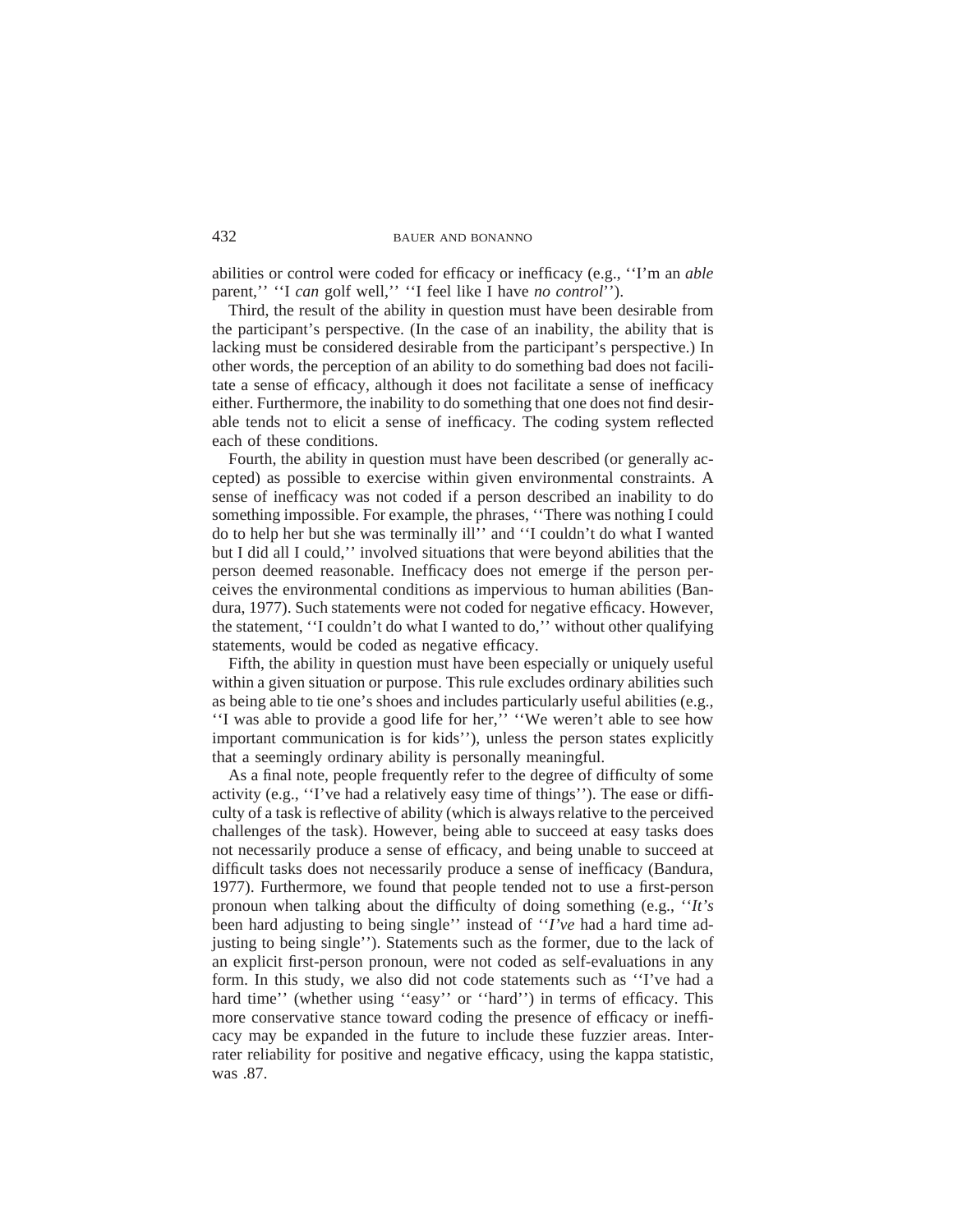abilities or control were coded for efficacy or inefficacy (e.g., ''I'm an *able* parent,'' ''I *can* golf well,'' ''I feel like I have *no control*'').

Third, the result of the ability in question must have been desirable from the participant's perspective. (In the case of an inability, the ability that is lacking must be considered desirable from the participant's perspective.) In other words, the perception of an ability to do something bad does not facilitate a sense of efficacy, although it does not facilitate a sense of inefficacy either. Furthermore, the inability to do something that one does not find desirable tends not to elicit a sense of inefficacy. The coding system reflected each of these conditions.

Fourth, the ability in question must have been described (or generally accepted) as possible to exercise within given environmental constraints. A sense of inefficacy was not coded if a person described an inability to do something impossible. For example, the phrases, ''There was nothing I could do to help her but she was terminally ill'' and ''I couldn't do what I wanted but I did all I could,'' involved situations that were beyond abilities that the person deemed reasonable. Inefficacy does not emerge if the person perceives the environmental conditions as impervious to human abilities (Bandura, 1977). Such statements were not coded for negative efficacy. However, the statement, ''I couldn't do what I wanted to do,'' without other qualifying statements, would be coded as negative efficacy.

Fifth, the ability in question must have been especially or uniquely useful within a given situation or purpose. This rule excludes ordinary abilities such as being able to tie one's shoes and includes particularly useful abilities (e.g., ''I was able to provide a good life for her,'' ''We weren't able to see how important communication is for kids''), unless the person states explicitly that a seemingly ordinary ability is personally meaningful.

As a final note, people frequently refer to the degree of difficulty of some activity (e.g., ''I've had a relatively easy time of things''). The ease or difficulty of a task is reflective of ability (which is always relative to the perceived challenges of the task). However, being able to succeed at easy tasks does not necessarily produce a sense of efficacy, and being unable to succeed at difficult tasks does not necessarily produce a sense of inefficacy (Bandura, 1977). Furthermore, we found that people tended not to use a first-person pronoun when talking about the difficulty of doing something (e.g., ''*It's* been hard adjusting to being single'' instead of ''*I've* had a hard time adjusting to being single''). Statements such as the former, due to the lack of an explicit first-person pronoun, were not coded as self-evaluations in any form. In this study, we also did not code statements such as ''I've had a hard time'' (whether using ''easy'' or ''hard'') in terms of efficacy. This more conservative stance toward coding the presence of efficacy or inefficacy may be expanded in the future to include these fuzzier areas. Interrater reliability for positive and negative efficacy, using the kappa statistic, was .87.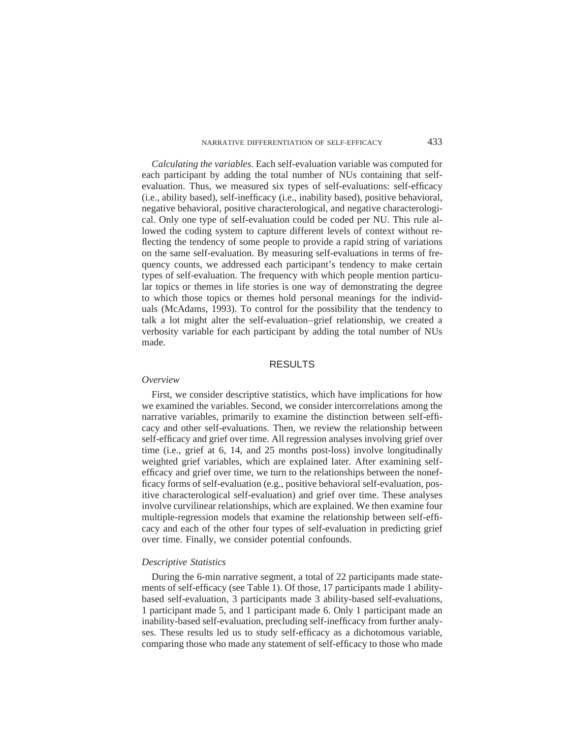*Calculating the variables.* Each self-evaluation variable was computed for each participant by adding the total number of NUs containing that self-evaluation. Thus, we measured six types of self-evaluations: self-efficacy (i.e., ability based), self-inefficacy (i.e., inability based), positive behavioral, negative behavioral, positive characterological, and negative characterological. Only one type of self-evaluation could be coded per NU. This rule allowed the coding system to capture different levels of context without reflecting the tendency of some people to provide a rapid string of variations on the same self-evaluation. By measuring self-evaluations in terms of frequency counts, we addressed each participant's tendency to make certain types of self-evaluation. The frequency with which people mention particular topics or themes in life stories is one way of demonstrating the degree to which those topics or themes hold personal meanings for the individuals (McAdams, 1993). To control for the possibility that the tendency to talk a lot might alter the self-evaluation–grief relationship, we created a verbosity variable for each participant by adding the total number of NUs made.

## RESULTS

### *Overview*

First, we consider descriptive statistics, which have implications for how we examined the variables. Second, we consider intercorrelations among the narrative variables, primarily to examine the distinction between self-efficacy and other self-evaluations. Then, we review the relationship between self-efficacy and grief over time. All regression analyses involving grief over time (i.e., grief at 6, 14, and 25 months post-loss) involve longitudinally weighted grief variables, which are explained later. After examining self-efficacy and grief over time, we turn to the relationships between the nonefficacy forms of self-evaluation (e.g., positive behavioral self-evaluation, positive characterological self-evaluation) and grief over time. These analyses involve curvilinear relationships, which are explained. We then examine four multiple-regression models that examine the relationship between self-efficacy and each of the other four types of self-evaluation in predicting grief over time. Finally, we consider potential confounds.

### *Descriptive Statistics*

During the 6-min narrative segment, a total of 22 participants made statements of self-efficacy (see Table 1). Of those, 17 participants made 1 ability-based self-evaluation, 3 participants made 3 ability-based self-evaluations, 1 participant made 5, and 1 participant made 6. Only 1 participant made an inability-based self-evaluation, precluding self-inefficacy from further analyses. These results led us to study self-efficacy as a dichotomous variable, comparing those who made any statement of self-efficacy to those who made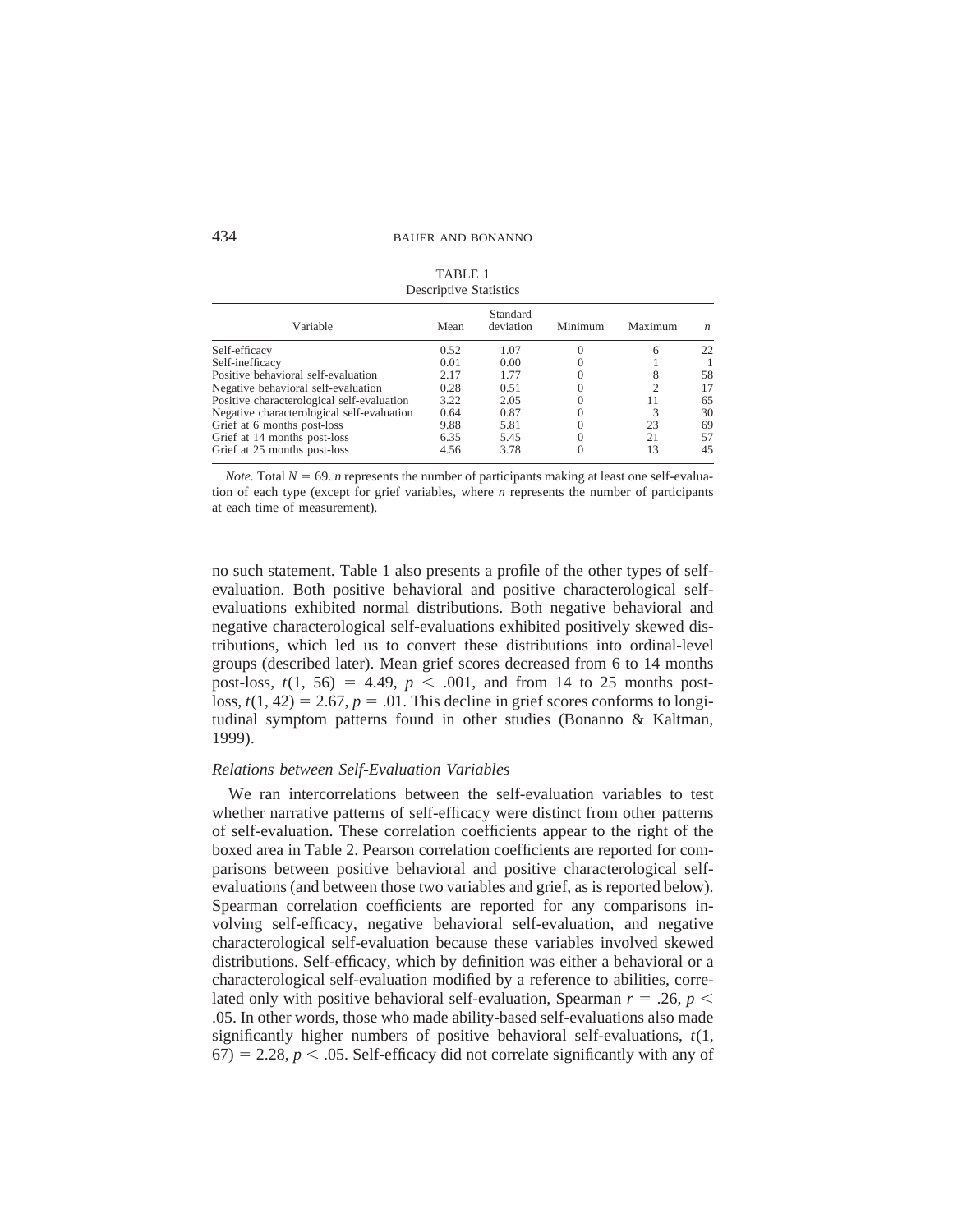TABLE 1
Descriptive Statistics

| Variable | Mean | Standard deviation | Minimum | Maximum | $n$ |
|---|---|---|---|---|---|
| Self-efficacy | 0.52 | 1.07 | 0 | 6 | 22 |
| Self-inefficacy | 0.01 | 0.00 | 0 | 1 | 1 |
| Positive behavioral self-evaluation | 2.17 | 1.77 | 0 | 8 | 58 |
| Negative behavioral self-evaluation | 0.28 | 0.51 | 0 | 2 | 17 |
| Positive characterological self-evaluation | 3.22 | 2.05 | 0 | 11 | 65 |
| Negative characterological self-evaluation | 0.64 | 0.87 | 0 | 3 | 30 |
| Grief at 6 months post-loss | 9.88 | 5.81 | 0 | 23 | 69 |
| Grief at 14 months post-loss | 6.35 | 5.45 | 0 | 21 | 57 |
| Grief at 25 months post-loss | 4.56 | 3.78 | 0 | 13 | 45 |

*Note.* Total $N = 69$. $n$ represents the number of participants making at least one self-evaluation of each type (except for grief variables, where $n$ represents the number of participants at each time of measurement).

no such statement. Table 1 also presents a profile of the other types of self-evaluation. Both positive behavioral and positive characterological self-evaluations exhibited normal distributions. Both negative behavioral and negative characterological self-evaluations exhibited positively skewed distributions, which led us to convert these distributions into ordinal-level groups (described later). Mean grief scores decreased from 6 to 14 months post-loss, $t(1, 56) = 4.49$, $p < .001$, and from 14 to 25 months post-loss, $t(1, 42) = 2.67$, $p = .01$. This decline in grief scores conforms to longitudinal symptom patterns found in other studies (Bonanno & Kaltman, 1999).

### *Relations between Self-Evaluation Variables*

We ran intercorrelations between the self-evaluation variables to test whether narrative patterns of self-efficacy were distinct from other patterns of self-evaluation. These correlation coefficients appear to the right of the boxed area in Table 2. Pearson correlation coefficients are reported for comparisons between positive behavioral and positive characterological self-evaluations (and between those two variables and grief, as is reported below). Spearman correlation coefficients are reported for any comparisons involving self-efficacy, negative behavioral self-evaluation, and negative characterological self-evaluation because these variables involved skewed distributions. Self-efficacy, which by definition was either a behavioral or a characterological self-evaluation modified by a reference to abilities, correlated only with positive behavioral self-evaluation, Spearman $r = .26$, $p < .05$. In other words, those who made ability-based self-evaluations also made significantly higher numbers of positive behavioral self-evaluations, $t(1, 67) = 2.28$, $p < .05$. Self-efficacy did not correlate significantly with any of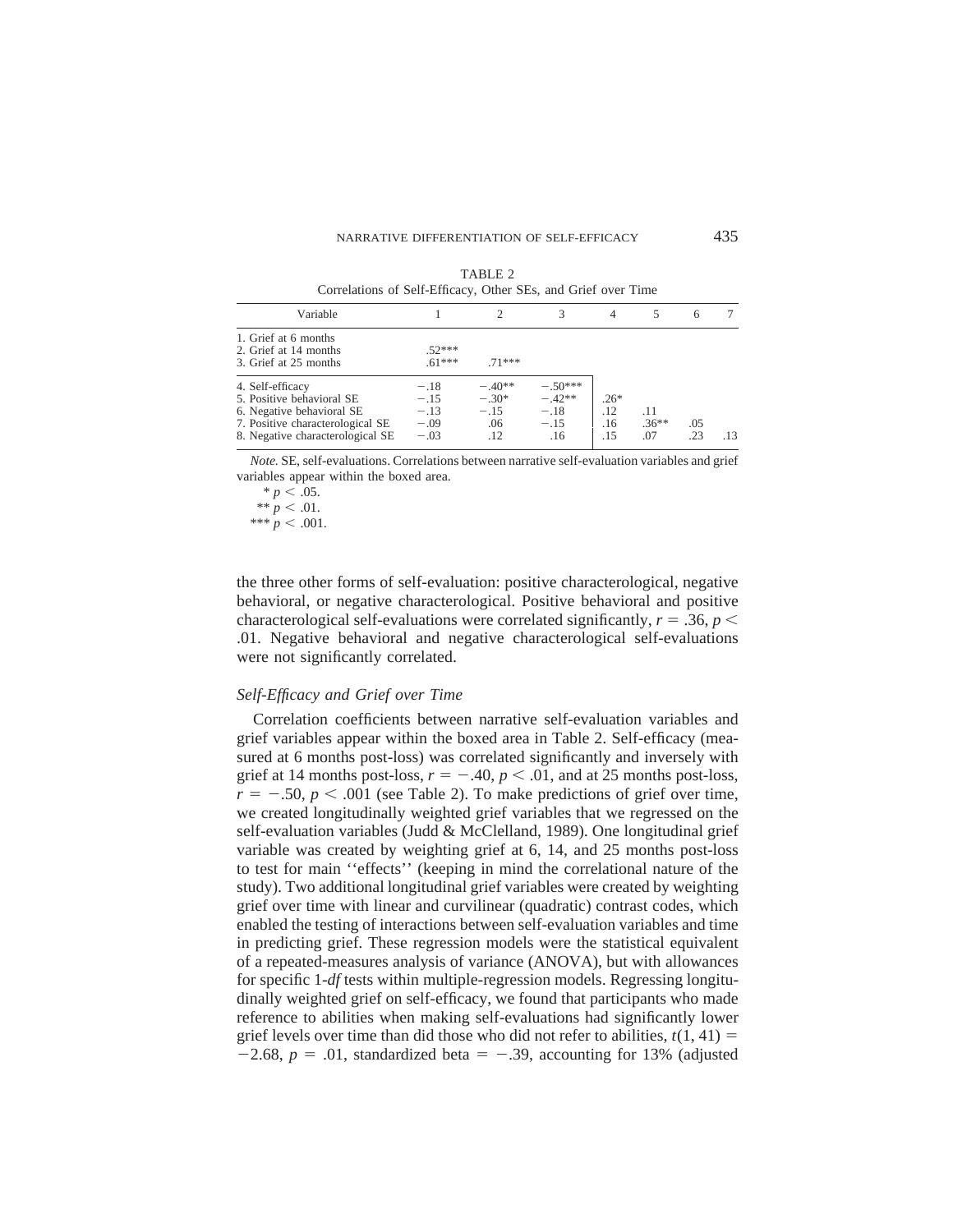TABLE 2

Correlations of Self-Efficacy, Other SEs, and Grief over Time

| Variable | 1 | 2 | 3 | 4 | 5 | 6 | 7 |
|---|---|---|---|---|---|---|---|
| 1. Grief at 6 months | | | | | | | |
| 2. Grief at 14 months | .52*** | | | | | | |
| 3. Grief at 25 months | .61*** | .71*** | | | | | |
| 4. Self-efficacy | −.18 | −.40** | −.50*** | | | | |
| 5. Positive behavioral SE | −.15 | −.30* | −.42** | .26* | | | |
| 6. Negative behavioral SE | −.13 | −.15 | −.18 | .12 | .11 | | |
| 7. Positive characterological SE | −.09 | .06 | −.15 | .16 | .36** | .05 | |
| 8. Negative characterological SE | −.03 | .12 | .16 | .15 | .07 | .23 | .13 |

*Note.* SE, self-evaluations. Correlations between narrative self-evaluation variables and grief variables appear within the boxed area.

\* $p < .05$.

\*\* $p < .01$.

\*\*\* $p < .001$.

the three other forms of self-evaluation: positive characterological, negative behavioral, or negative characterological. Positive behavioral and positive characterological self-evaluations were correlated significantly, $r = .36$, $p < .01$. Negative behavioral and negative characterological self-evaluations were not significantly correlated.

### *Self-Efficacy and Grief over Time*

Correlation coefficients between narrative self-evaluation variables and grief variables appear within the boxed area in Table 2. Self-efficacy (measured at 6 months post-loss) was correlated significantly and inversely with grief at 14 months post-loss, $r = -.40$, $p < .01$, and at 25 months post-loss, $r = -.50$, $p < .001$ (see Table 2). To make predictions of grief over time, we created longitudinally weighted grief variables that we regressed on the self-evaluation variables (Judd & McClelland, 1989). One longitudinal grief variable was created by weighting grief at 6, 14, and 25 months post-loss to test for main ''effects'' (keeping in mind the correlational nature of the study). Two additional longitudinal grief variables were created by weighting grief over time with linear and curvilinear (quadratic) contrast codes, which enabled the testing of interactions between self-evaluation variables and time in predicting grief. These regression models were the statistical equivalent of a repeated-measures analysis of variance (ANOVA), but with allowances for specific 1-*df* tests within multiple-regression models. Regressing longitudinally weighted grief on self-efficacy, we found that participants who made reference to abilities when making self-evaluations had significantly lower grief levels over time than did those who did not refer to abilities, $t(1, 41) = -2.68$, $p = .01$, standardized beta $= -.39$, accounting for 13% (adjusted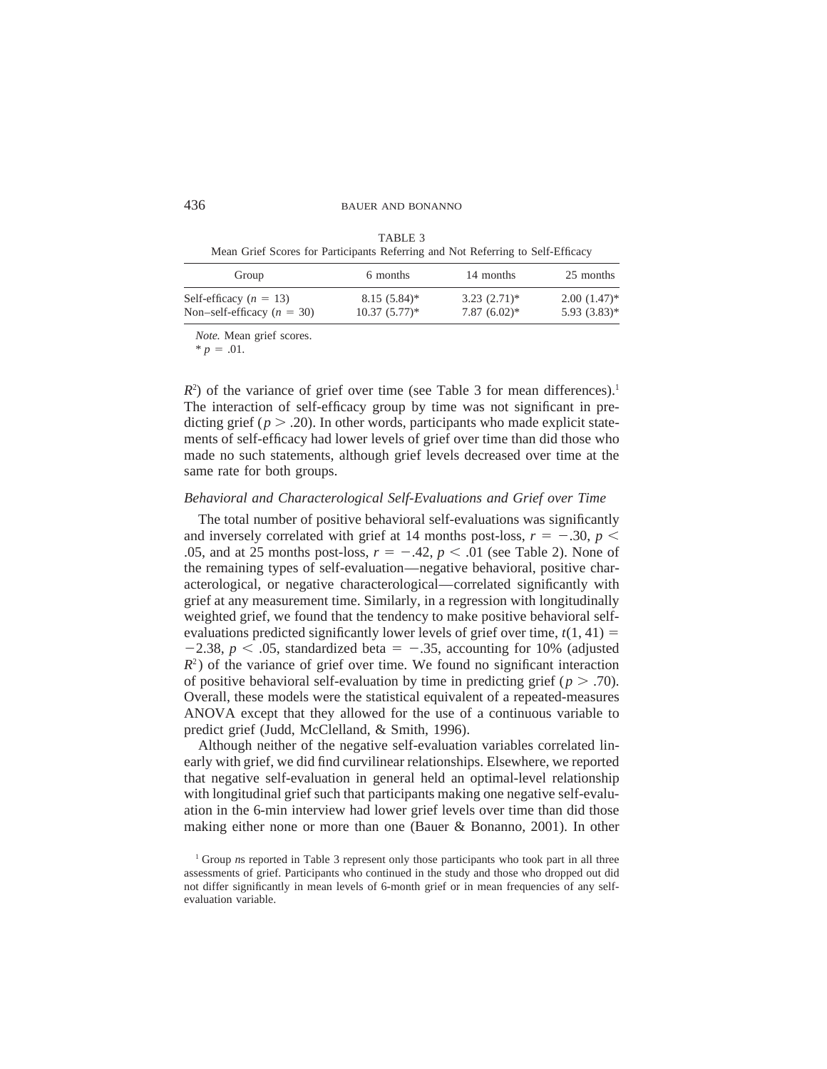TABLE 3

Mean Grief Scores for Participants Referring and Not Referring to Self-Efficacy

| Group | 6 months | 14 months | 25 months |
|---|---|---|---|
| Self-efficacy ($n$ = 13) | 8.15 (5.84)* | 3.23 (2.71)* | 2.00 (1.47)* |
| Non–self-efficacy ($n$ = 30) | 10.37 (5.77)* | 7.87 (6.02)* | 5.93 (3.83)* |

*Note.* Mean grief scores.
* $p = .01$.

$R^2$) of the variance of grief over time (see Table 3 for mean differences).[1] The interaction of self-efficacy group by time was not significant in predicting grief ($p > .20$). In other words, participants who made explicit statements of self-efficacy had lower levels of grief over time than did those who made no such statements, although grief levels decreased over time at the same rate for both groups.

### *Behavioral and Characterological Self-Evaluations and Grief over Time*

The total number of positive behavioral self-evaluations was significantly and inversely correlated with grief at 14 months post-loss, $r = -.30$, $p < .05$, and at 25 months post-loss, $r = -.42$, $p < .01$ (see Table 2). None of the remaining types of self-evaluation—negative behavioral, positive characterological, or negative characterological—correlated significantly with grief at any measurement time. Similarly, in a regression with longitudinally weighted grief, we found that the tendency to make positive behavioral self-evaluations predicted significantly lower levels of grief over time, $t(1, 41) = -2.38$, $p < .05$, standardized beta $= -.35$, accounting for 10% (adjusted $R^2$) of the variance of grief over time. We found no significant interaction of positive behavioral self-evaluation by time in predicting grief ($p > .70$). Overall, these models were the statistical equivalent of a repeated-measures ANOVA except that they allowed for the use of a continuous variable to predict grief (Judd, McClelland, & Smith, 1996).

Although neither of the negative self-evaluation variables correlated linearly with grief, we did find curvilinear relationships. Elsewhere, we reported that negative self-evaluation in general held an optimal-level relationship with longitudinal grief such that participants making one negative self-evaluation in the 6-min interview had lower grief levels over time than did those making either none or more than one (Bauer & Bonanno, 2001). In other

[1] Group *n*s reported in Table 3 represent only those participants who took part in all three assessments of grief. Participants who continued in the study and those who dropped out did not differ significantly in mean levels of 6-month grief or in mean frequencies of any self-evaluation variable.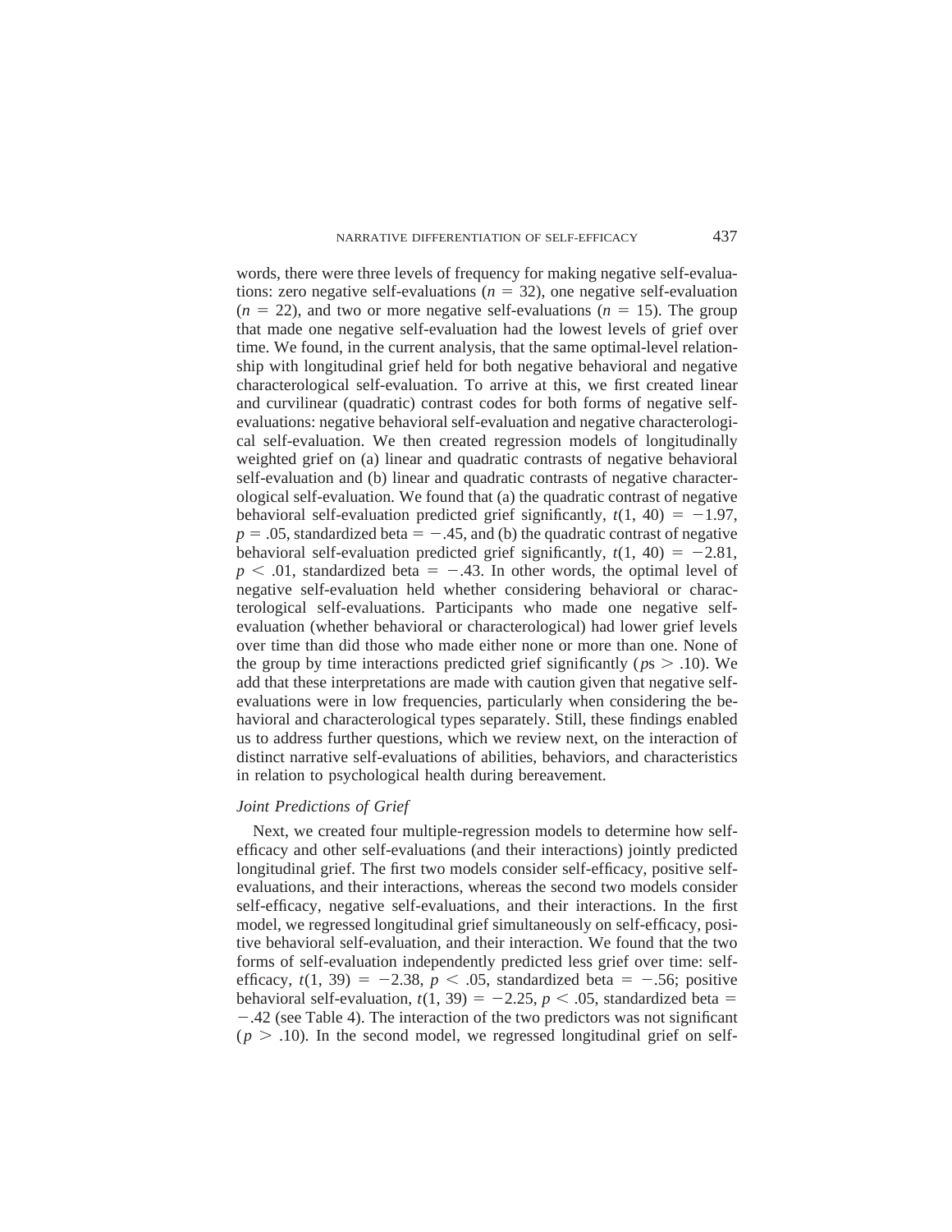words, there were three levels of frequency for making negative self-evaluations: zero negative self-evaluations ($n = 32$), one negative self-evaluation ($n = 22$), and two or more negative self-evaluations ($n = 15$). The group that made one negative self-evaluation had the lowest levels of grief over time. We found, in the current analysis, that the same optimal-level relationship with longitudinal grief held for both negative behavioral and negative characterological self-evaluation. To arrive at this, we first created linear and curvilinear (quadratic) contrast codes for both forms of negative self-evaluations: negative behavioral self-evaluation and negative characterological self-evaluation. We then created regression models of longitudinally weighted grief on (a) linear and quadratic contrasts of negative behavioral self-evaluation and (b) linear and quadratic contrasts of negative characterological self-evaluation. We found that (a) the quadratic contrast of negative behavioral self-evaluation predicted grief significantly, $t(1, 40) = -1.97$, $p = .05$, standardized beta $= -.45$, and (b) the quadratic contrast of negative behavioral self-evaluation predicted grief significantly, $t(1, 40) = -2.81$, $p < .01$, standardized beta $= -.43$. In other words, the optimal level of negative self-evaluation held whether considering behavioral or characterological self-evaluations. Participants who made one negative self-evaluation (whether behavioral or characterological) had lower grief levels over time than did those who made either none or more than one. None of the group by time interactions predicted grief significantly ($p$s $> .10$). We add that these interpretations are made with caution given that negative self-evaluations were in low frequencies, particularly when considering the behavioral and characterological types separately. Still, these findings enabled us to address further questions, which we review next, on the interaction of distinct narrative self-evaluations of abilities, behaviors, and characteristics in relation to psychological health during bereavement.

### *Joint Predictions of Grief*

Next, we created four multiple-regression models to determine how self-efficacy and other self-evaluations (and their interactions) jointly predicted longitudinal grief. The first two models consider self-efficacy, positive self-evaluations, and their interactions, whereas the second two models consider self-efficacy, negative self-evaluations, and their interactions. In the first model, we regressed longitudinal grief simultaneously on self-efficacy, positive behavioral self-evaluation, and their interaction. We found that the two forms of self-evaluation independently predicted less grief over time: self-efficacy, $t(1, 39) = -2.38$, $p < .05$, standardized beta $= -.56$; positive behavioral self-evaluation, $t(1, 39) = -2.25$, $p < .05$, standardized beta $= -.42$ (see Table 4). The interaction of the two predictors was not significant ($p > .10$). In the second model, we regressed longitudinal grief on self-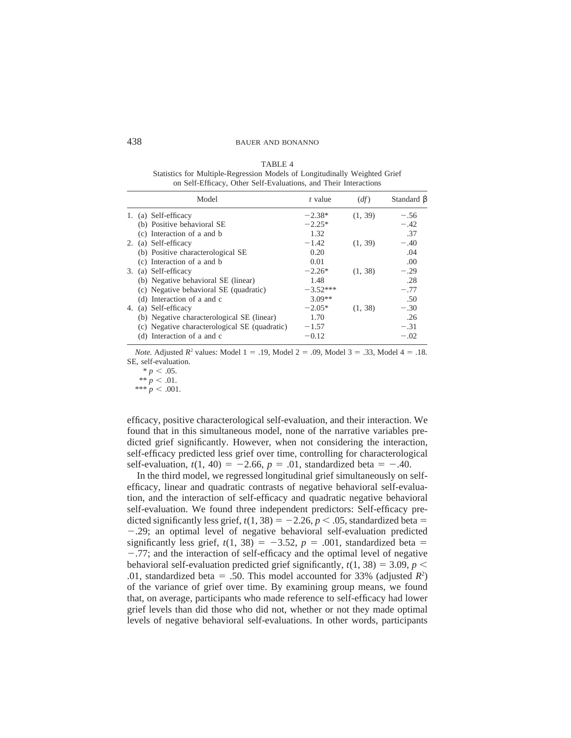TABLE 4
Statistics for Multiple-Regression Models of Longitudinally Weighted Grief on Self-Efficacy, Other Self-Evaluations, and Their Interactions

| Model | *t* value | (*df*) | Standard β |
|---|---|---|---|
| 1. (a) Self-efficacy | −2.38* | (1, 39) | −.56 |
| (b) Positive behavioral SE | −2.25* | | −.42 |
| (c) Interaction of a and b | 1.32 | | .37 |
| 2. (a) Self-efficacy | −1.42 | (1, 39) | −.40 |
| (b) Positive characterological SE | 0.20 | | .04 |
| (c) Interaction of a and b | 0.01 | | .00 |
| 3. (a) Self-efficacy | −2.26* | (1, 38) | −.29 |
| (b) Negative behavioral SE (linear) | 1.48 | | .28 |
| (c) Negative behavioral SE (quadratic) | −3.52*** | | −.77 |
| (d) Interaction of a and c | 3.09** | | .50 |
| 4. (a) Self-efficacy | −2.05* | (1, 38) | −.30 |
| (b) Negative characterological SE (linear) | 1.70 | | .26 |
| (c) Negative characterological SE (quadratic) | −1.57 | | −.31 |
| (d) Interaction of a and c | −0.12 | | −.02 |

*Note.* Adjusted $R^2$ values: Model 1 = .19, Model 2 = .09, Model 3 = .33, Model 4 = .18. SE, self-evaluation.

\* $p < .05$.

\*\* $p < .01$.

\*\*\* $p < .001$.

efficacy, positive characterological self-evaluation, and their interaction. We found that in this simultaneous model, none of the narrative variables predicted grief significantly. However, when not considering the interaction, self-efficacy predicted less grief over time, controlling for characterological self-evaluation, $t(1, 40) = -2.66$, $p = .01$, standardized beta $= -.40$.

In the third model, we regressed longitudinal grief simultaneously on self-efficacy, linear and quadratic contrasts of negative behavioral self-evaluation, and the interaction of self-efficacy and quadratic negative behavioral self-evaluation. We found three independent predictors: Self-efficacy predicted significantly less grief, $t(1, 38) = -2.26$, $p < .05$, standardized beta $=$ $-.29$; an optimal level of negative behavioral self-evaluation predicted significantly less grief, $t(1, 38) = -3.52$, $p = .001$, standardized beta $=$ $-.77$; and the interaction of self-efficacy and the optimal level of negative behavioral self-evaluation predicted grief significantly, $t(1, 38) = 3.09$, $p <$ $.01$, standardized beta $= .50$. This model accounted for 33% (adjusted $R^2$) of the variance of grief over time. By examining group means, we found that, on average, participants who made reference to self-efficacy had lower grief levels than did those who did not, whether or not they made optimal levels of negative behavioral self-evaluations. In other words, participants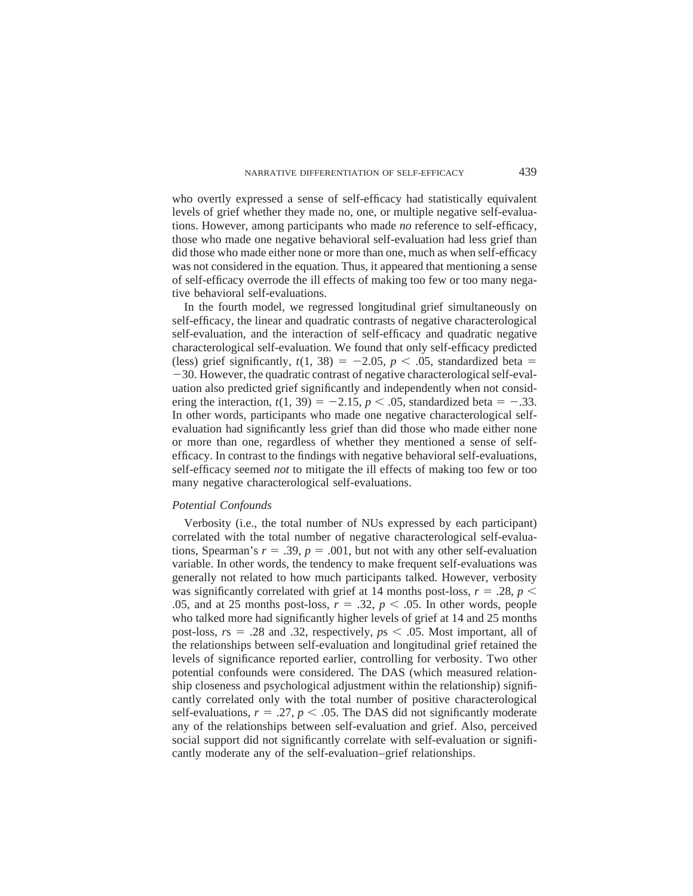who overtly expressed a sense of self-efficacy had statistically equivalent levels of grief whether they made no, one, or multiple negative self-evaluations. However, among participants who made *no* reference to self-efficacy, those who made one negative behavioral self-evaluation had less grief than did those who made either none or more than one, much as when self-efficacy was not considered in the equation. Thus, it appeared that mentioning a sense of self-efficacy overrode the ill effects of making too few or too many negative behavioral self-evaluations.

In the fourth model, we regressed longitudinal grief simultaneously on self-efficacy, the linear and quadratic contrasts of negative characterological self-evaluation, and the interaction of self-efficacy and quadratic negative characterological self-evaluation. We found that only self-efficacy predicted (less) grief significantly, $t(1, 38) = -2.05$, $p < .05$, standardized beta $= -30$. However, the quadratic contrast of negative characterological self-evaluation also predicted grief significantly and independently when not considering the interaction, $t(1, 39) = -2.15$, $p < .05$, standardized beta $= -.33$. In other words, participants who made one negative characterological self-evaluation had significantly less grief than did those who made either none or more than one, regardless of whether they mentioned a sense of self-efficacy. In contrast to the findings with negative behavioral self-evaluations, self-efficacy seemed *not* to mitigate the ill effects of making too few or too many negative characterological self-evaluations.

### *Potential Confounds*

Verbosity (i.e., the total number of NUs expressed by each participant) correlated with the total number of negative characterological self-evaluations, Spearman's $r = .39$, $p = .001$, but not with any other self-evaluation variable. In other words, the tendency to make frequent self-evaluations was generally not related to how much participants talked. However, verbosity was significantly correlated with grief at 14 months post-loss, $r = .28$, $p < .05$, and at 25 months post-loss, $r = .32$, $p < .05$. In other words, people who talked more had significantly higher levels of grief at 14 and 25 months post-loss, $r$s $= .28$ and $.32$, respectively, $p$s $< .05$. Most important, all of the relationships between self-evaluation and longitudinal grief retained the levels of significance reported earlier, controlling for verbosity. Two other potential confounds were considered. The DAS (which measured relationship closeness and psychological adjustment within the relationship) significantly correlated only with the total number of positive characterological self-evaluations, $r = .27$, $p < .05$. The DAS did not significantly moderate any of the relationships between self-evaluation and grief. Also, perceived social support did not significantly correlate with self-evaluation or significantly moderate any of the self-evaluation–grief relationships.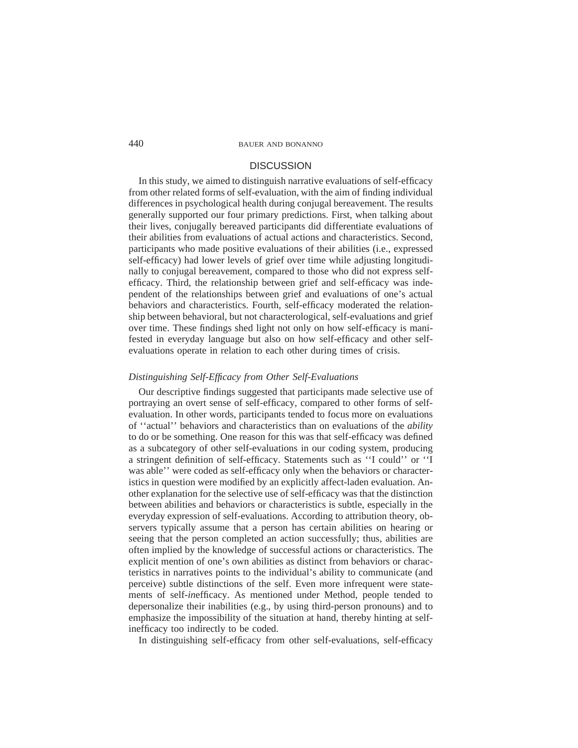## DISCUSSION

In this study, we aimed to distinguish narrative evaluations of self-efficacy from other related forms of self-evaluation, with the aim of finding individual differences in psychological health during conjugal bereavement. The results generally supported our four primary predictions. First, when talking about their lives, conjugally bereaved participants did differentiate evaluations of their abilities from evaluations of actual actions and characteristics. Second, participants who made positive evaluations of their abilities (i.e., expressed self-efficacy) had lower levels of grief over time while adjusting longitudinally to conjugal bereavement, compared to those who did not express self-efficacy. Third, the relationship between grief and self-efficacy was independent of the relationships between grief and evaluations of one's actual behaviors and characteristics. Fourth, self-efficacy moderated the relationship between behavioral, but not characterological, self-evaluations and grief over time. These findings shed light not only on how self-efficacy is manifested in everyday language but also on how self-efficacy and other self-evaluations operate in relation to each other during times of crisis.

### *Distinguishing Self-Efficacy from Other Self-Evaluations*

Our descriptive findings suggested that participants made selective use of portraying an overt sense of self-efficacy, compared to other forms of self-evaluation. In other words, participants tended to focus more on evaluations of ''actual'' behaviors and characteristics than on evaluations of the *ability* to do or be something. One reason for this was that self-efficacy was defined as a subcategory of other self-evaluations in our coding system, producing a stringent definition of self-efficacy. Statements such as ''I could'' or ''I was able'' were coded as self-efficacy only when the behaviors or characteristics in question were modified by an explicitly affect-laden evaluation. Another explanation for the selective use of self-efficacy was that the distinction between abilities and behaviors or characteristics is subtle, especially in the everyday expression of self-evaluations. According to attribution theory, observers typically assume that a person has certain abilities on hearing or seeing that the person completed an action successfully; thus, abilities are often implied by the knowledge of successful actions or characteristics. The explicit mention of one's own abilities as distinct from behaviors or characteristics in narratives points to the individual's ability to communicate (and perceive) subtle distinctions of the self. Even more infrequent were statements of self-*in*efficacy. As mentioned under Method, people tended to depersonalize their inabilities (e.g., by using third-person pronouns) and to emphasize the impossibility of the situation at hand, thereby hinting at self-inefficacy too indirectly to be coded.

In distinguishing self-efficacy from other self-evaluations, self-efficacy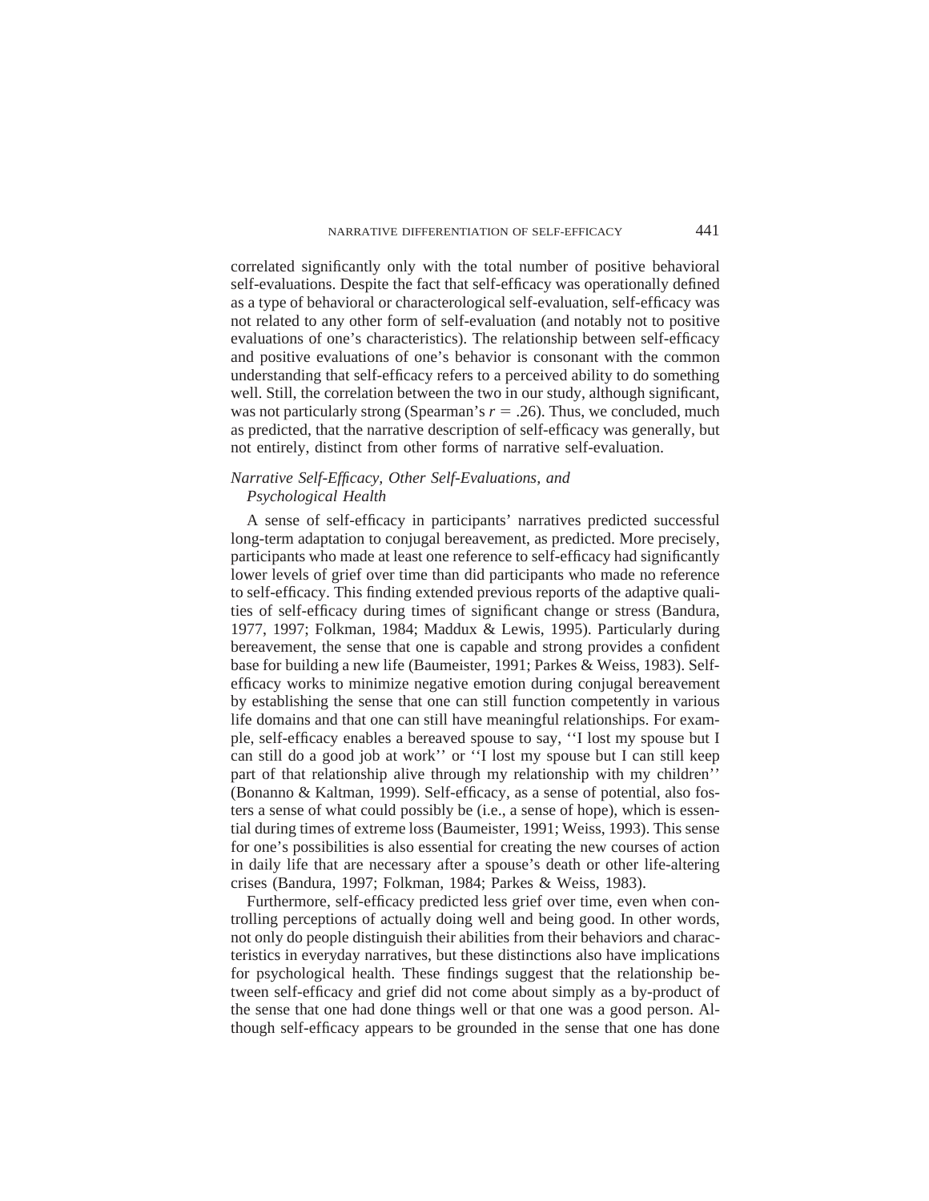correlated significantly only with the total number of positive behavioral self-evaluations. Despite the fact that self-efficacy was operationally defined as a type of behavioral or characterological self-evaluation, self-efficacy was not related to any other form of self-evaluation (and notably not to positive evaluations of one's characteristics). The relationship between self-efficacy and positive evaluations of one's behavior is consonant with the common understanding that self-efficacy refers to a perceived ability to do something well. Still, the correlation between the two in our study, although significant, was not particularly strong (Spearman's $r = .26$). Thus, we concluded, much as predicted, that the narrative description of self-efficacy was generally, but not entirely, distinct from other forms of narrative self-evaluation.

### *Narrative Self-Efficacy, Other Self-Evaluations, and Psychological Health*

A sense of self-efficacy in participants' narratives predicted successful long-term adaptation to conjugal bereavement, as predicted. More precisely, participants who made at least one reference to self-efficacy had significantly lower levels of grief over time than did participants who made no reference to self-efficacy. This finding extended previous reports of the adaptive qualities of self-efficacy during times of significant change or stress (Bandura, 1977, 1997; Folkman, 1984; Maddux & Lewis, 1995). Particularly during bereavement, the sense that one is capable and strong provides a confident base for building a new life (Baumeister, 1991; Parkes & Weiss, 1983). Self-efficacy works to minimize negative emotion during conjugal bereavement by establishing the sense that one can still function competently in various life domains and that one can still have meaningful relationships. For example, self-efficacy enables a bereaved spouse to say, ''I lost my spouse but I can still do a good job at work'' or ''I lost my spouse but I can still keep part of that relationship alive through my relationship with my children'' (Bonanno & Kaltman, 1999). Self-efficacy, as a sense of potential, also fosters a sense of what could possibly be (i.e., a sense of hope), which is essential during times of extreme loss (Baumeister, 1991; Weiss, 1993). This sense for one's possibilities is also essential for creating the new courses of action in daily life that are necessary after a spouse's death or other life-altering crises (Bandura, 1997; Folkman, 1984; Parkes & Weiss, 1983).

Furthermore, self-efficacy predicted less grief over time, even when controlling perceptions of actually doing well and being good. In other words, not only do people distinguish their abilities from their behaviors and characteristics in everyday narratives, but these distinctions also have implications for psychological health. These findings suggest that the relationship between self-efficacy and grief did not come about simply as a by-product of the sense that one had done things well or that one was a good person. Although self-efficacy appears to be grounded in the sense that one has done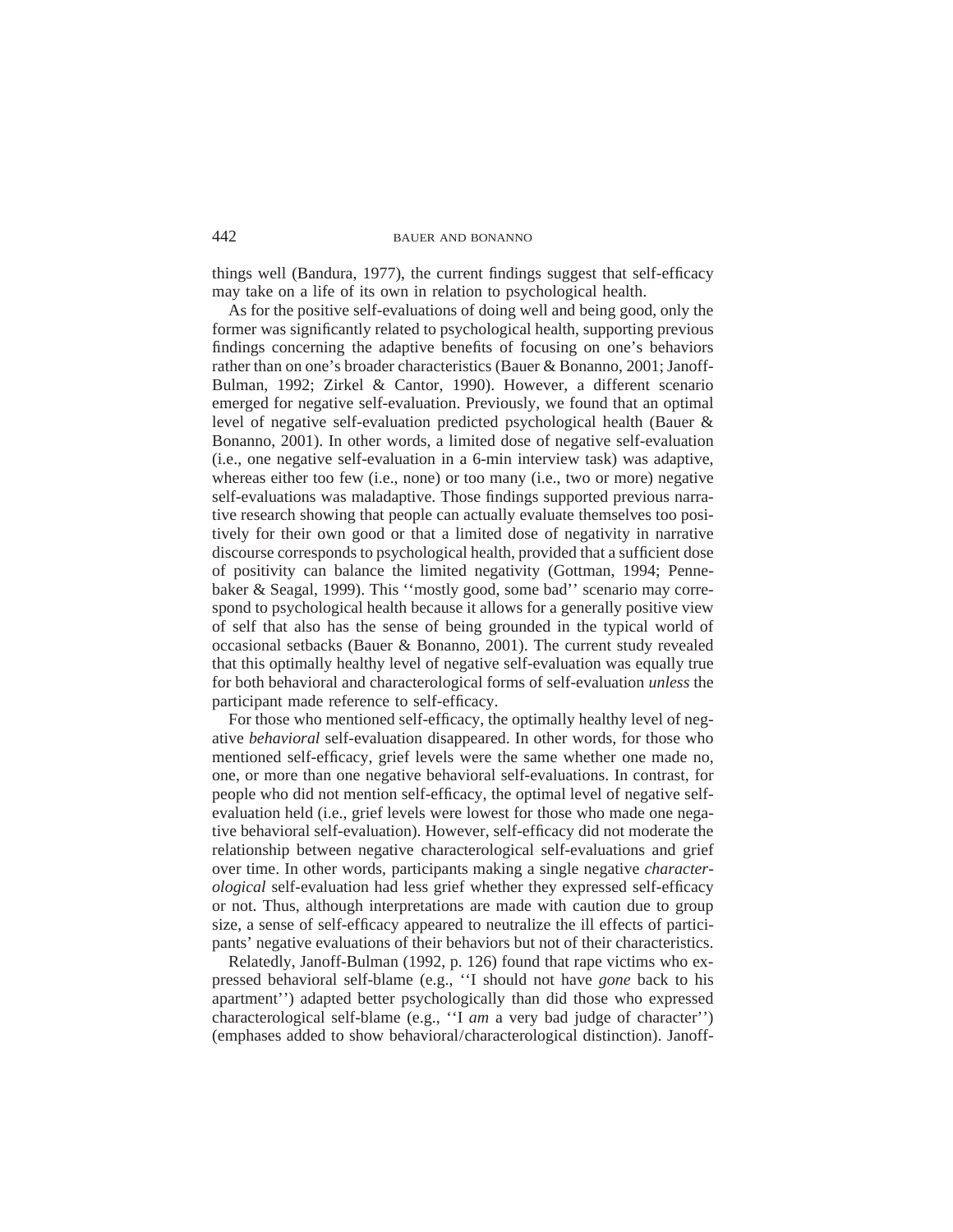things well (Bandura, 1977), the current findings suggest that self-efficacy may take on a life of its own in relation to psychological health.

As for the positive self-evaluations of doing well and being good, only the former was significantly related to psychological health, supporting previous findings concerning the adaptive benefits of focusing on one's behaviors rather than on one's broader characteristics (Bauer & Bonanno, 2001; Janoff-Bulman, 1992; Zirkel & Cantor, 1990). However, a different scenario emerged for negative self-evaluation. Previously, we found that an optimal level of negative self-evaluation predicted psychological health (Bauer & Bonanno, 2001). In other words, a limited dose of negative self-evaluation (i.e., one negative self-evaluation in a 6-min interview task) was adaptive, whereas either too few (i.e., none) or too many (i.e., two or more) negative self-evaluations was maladaptive. Those findings supported previous narrative research showing that people can actually evaluate themselves too positively for their own good or that a limited dose of negativity in narrative discourse corresponds to psychological health, provided that a sufficient dose of positivity can balance the limited negativity (Gottman, 1994; Pennebaker & Seagal, 1999). This ''mostly good, some bad'' scenario may correspond to psychological health because it allows for a generally positive view of self that also has the sense of being grounded in the typical world of occasional setbacks (Bauer & Bonanno, 2001). The current study revealed that this optimally healthy level of negative self-evaluation was equally true for both behavioral and characterological forms of self-evaluation *unless* the participant made reference to self-efficacy.

For those who mentioned self-efficacy, the optimally healthy level of negative *behavioral* self-evaluation disappeared. In other words, for those who mentioned self-efficacy, grief levels were the same whether one made no, one, or more than one negative behavioral self-evaluations. In contrast, for people who did not mention self-efficacy, the optimal level of negative self-evaluation held (i.e., grief levels were lowest for those who made one negative behavioral self-evaluation). However, self-efficacy did not moderate the relationship between negative characterological self-evaluations and grief over time. In other words, participants making a single negative *characterological* self-evaluation had less grief whether they expressed self-efficacy or not. Thus, although interpretations are made with caution due to group size, a sense of self-efficacy appeared to neutralize the ill effects of participants' negative evaluations of their behaviors but not of their characteristics.

Relatedly, Janoff-Bulman (1992, p. 126) found that rape victims who expressed behavioral self-blame (e.g., ''I should not have *gone* back to his apartment'') adapted better psychologically than did those who expressed characterological self-blame (e.g., ''I *am* a very bad judge of character'') (emphases added to show behavioral/characterological distinction). Janoff-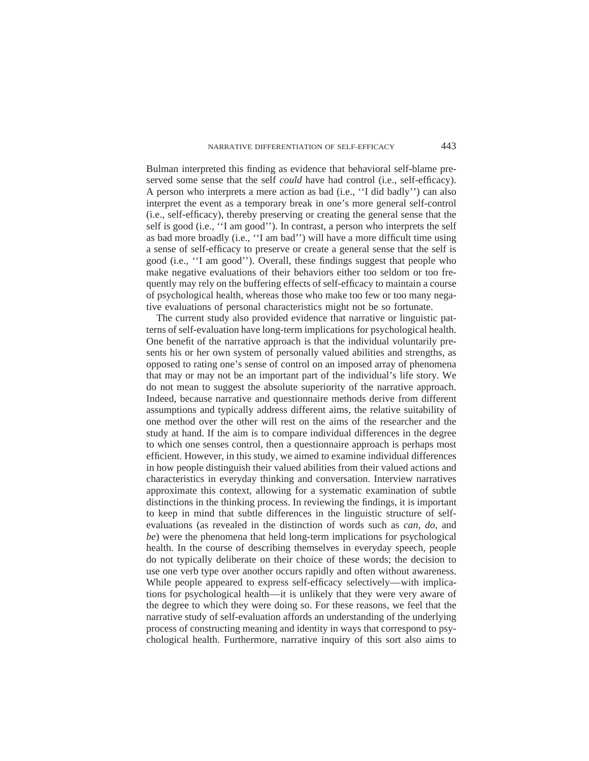Bulman interpreted this finding as evidence that behavioral self-blame preserved some sense that the self *could* have had control (i.e., self-efficacy). A person who interprets a mere action as bad (i.e., ''I did badly'') can also interpret the event as a temporary break in one's more general self-control (i.e., self-efficacy), thereby preserving or creating the general sense that the self is good (i.e., ''I am good''). In contrast, a person who interprets the self as bad more broadly (i.e., ''I am bad'') will have a more difficult time using a sense of self-efficacy to preserve or create a general sense that the self is good (i.e., ''I am good''). Overall, these findings suggest that people who make negative evaluations of their behaviors either too seldom or too frequently may rely on the buffering effects of self-efficacy to maintain a course of psychological health, whereas those who make too few or too many negative evaluations of personal characteristics might not be so fortunate.

The current study also provided evidence that narrative or linguistic patterns of self-evaluation have long-term implications for psychological health. One benefit of the narrative approach is that the individual voluntarily presents his or her own system of personally valued abilities and strengths, as opposed to rating one's sense of control on an imposed array of phenomena that may or may not be an important part of the individual's life story. We do not mean to suggest the absolute superiority of the narrative approach. Indeed, because narrative and questionnaire methods derive from different assumptions and typically address different aims, the relative suitability of one method over the other will rest on the aims of the researcher and the study at hand. If the aim is to compare individual differences in the degree to which one senses control, then a questionnaire approach is perhaps most efficient. However, in this study, we aimed to examine individual differences in how people distinguish their valued abilities from their valued actions and characteristics in everyday thinking and conversation. Interview narratives approximate this context, allowing for a systematic examination of subtle distinctions in the thinking process. In reviewing the findings, it is important to keep in mind that subtle differences in the linguistic structure of self-evaluations (as revealed in the distinction of words such as *can*, *do*, and *be*) were the phenomena that held long-term implications for psychological health. In the course of describing themselves in everyday speech, people do not typically deliberate on their choice of these words; the decision to use one verb type over another occurs rapidly and often without awareness. While people appeared to express self-efficacy selectively—with implications for psychological health—it is unlikely that they were very aware of the degree to which they were doing so. For these reasons, we feel that the narrative study of self-evaluation affords an understanding of the underlying process of constructing meaning and identity in ways that correspond to psychological health. Furthermore, narrative inquiry of this sort also aims to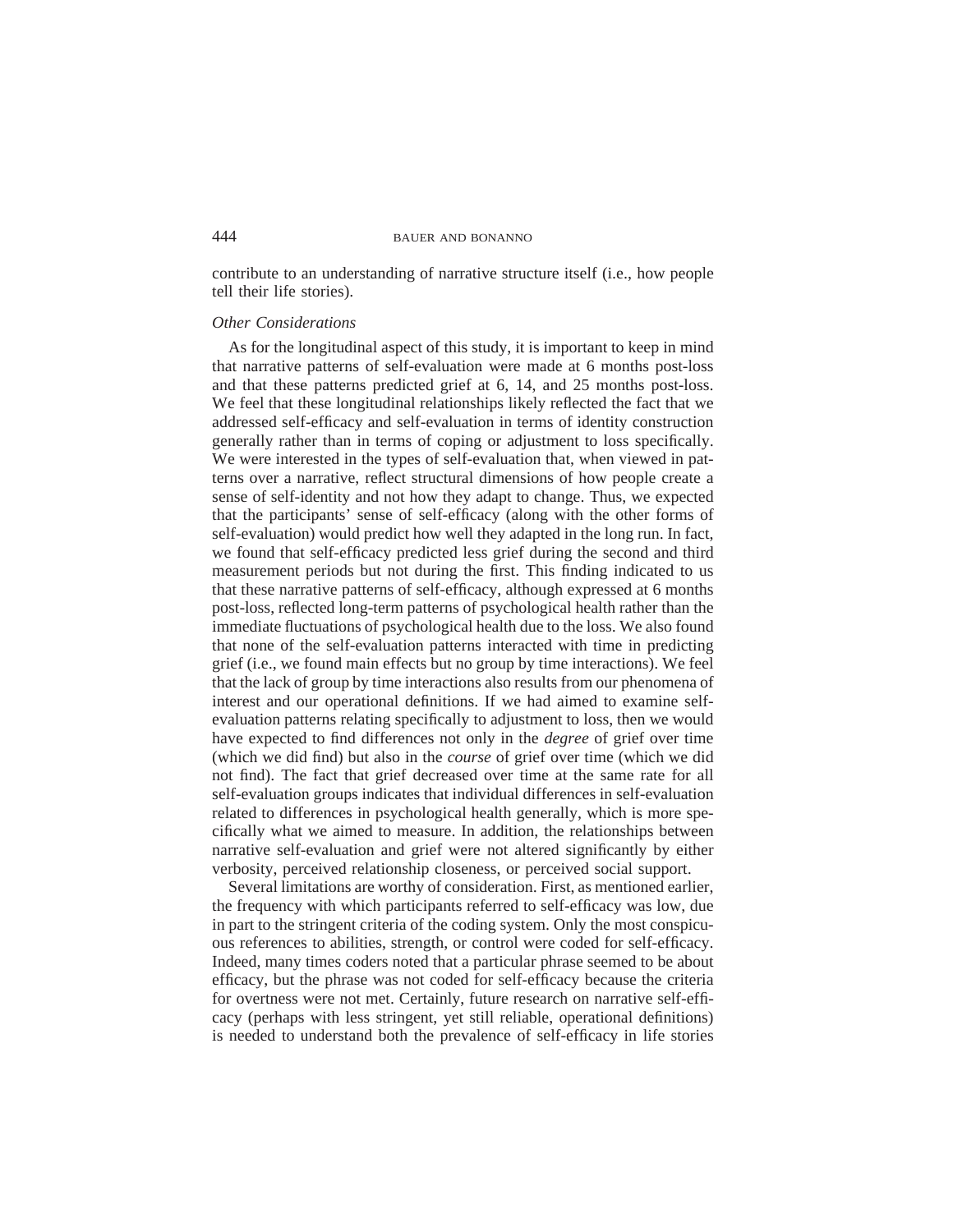contribute to an understanding of narrative structure itself (i.e., how people tell their life stories).

### *Other Considerations*

As for the longitudinal aspect of this study, it is important to keep in mind that narrative patterns of self-evaluation were made at 6 months post-loss and that these patterns predicted grief at 6, 14, and 25 months post-loss. We feel that these longitudinal relationships likely reflected the fact that we addressed self-efficacy and self-evaluation in terms of identity construction generally rather than in terms of coping or adjustment to loss specifically. We were interested in the types of self-evaluation that, when viewed in patterns over a narrative, reflect structural dimensions of how people create a sense of self-identity and not how they adapt to change. Thus, we expected that the participants' sense of self-efficacy (along with the other forms of self-evaluation) would predict how well they adapted in the long run. In fact, we found that self-efficacy predicted less grief during the second and third measurement periods but not during the first. This finding indicated to us that these narrative patterns of self-efficacy, although expressed at 6 months post-loss, reflected long-term patterns of psychological health rather than the immediate fluctuations of psychological health due to the loss. We also found that none of the self-evaluation patterns interacted with time in predicting grief (i.e., we found main effects but no group by time interactions). We feel that the lack of group by time interactions also results from our phenomena of interest and our operational definitions. If we had aimed to examine self-evaluation patterns relating specifically to adjustment to loss, then we would have expected to find differences not only in the *degree* of grief over time (which we did find) but also in the *course* of grief over time (which we did not find). The fact that grief decreased over time at the same rate for all self-evaluation groups indicates that individual differences in self-evaluation related to differences in psychological health generally, which is more specifically what we aimed to measure. In addition, the relationships between narrative self-evaluation and grief were not altered significantly by either verbosity, perceived relationship closeness, or perceived social support.

Several limitations are worthy of consideration. First, as mentioned earlier, the frequency with which participants referred to self-efficacy was low, due in part to the stringent criteria of the coding system. Only the most conspicuous references to abilities, strength, or control were coded for self-efficacy. Indeed, many times coders noted that a particular phrase seemed to be about efficacy, but the phrase was not coded for self-efficacy because the criteria for overtness were not met. Certainly, future research on narrative self-efficacy (perhaps with less stringent, yet still reliable, operational definitions) is needed to understand both the prevalence of self-efficacy in life stories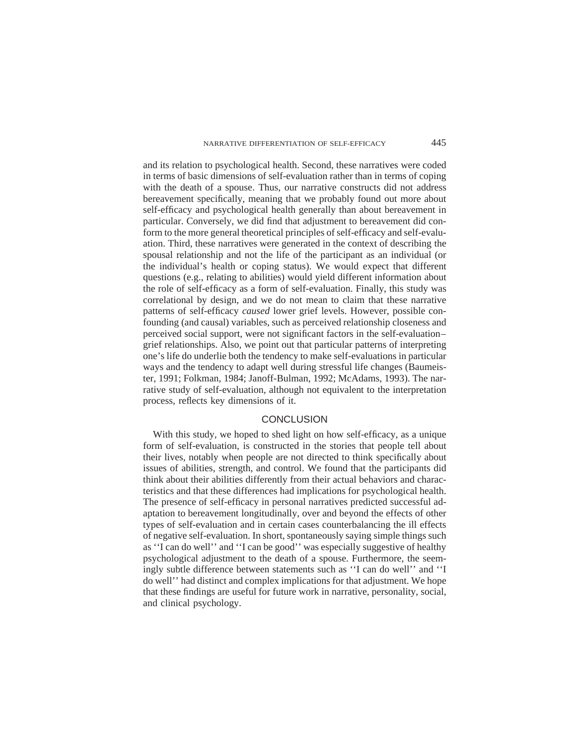and its relation to psychological health. Second, these narratives were coded in terms of basic dimensions of self-evaluation rather than in terms of coping with the death of a spouse. Thus, our narrative constructs did not address bereavement specifically, meaning that we probably found out more about self-efficacy and psychological health generally than about bereavement in particular. Conversely, we did find that adjustment to bereavement did conform to the more general theoretical principles of self-efficacy and self-evaluation. Third, these narratives were generated in the context of describing the spousal relationship and not the life of the participant as an individual (or the individual's health or coping status). We would expect that different questions (e.g., relating to abilities) would yield different information about the role of self-efficacy as a form of self-evaluation. Finally, this study was correlational by design, and we do not mean to claim that these narrative patterns of self-efficacy *caused* lower grief levels. However, possible confounding (and causal) variables, such as perceived relationship closeness and perceived social support, were not significant factors in the self-evaluation–grief relationships. Also, we point out that particular patterns of interpreting one's life do underlie both the tendency to make self-evaluations in particular ways and the tendency to adapt well during stressful life changes (Baumeister, 1991; Folkman, 1984; Janoff-Bulman, 1992; McAdams, 1993). The narrative study of self-evaluation, although not equivalent to the interpretation process, reflects key dimensions of it.

## CONCLUSION

With this study, we hoped to shed light on how self-efficacy, as a unique form of self-evaluation, is constructed in the stories that people tell about their lives, notably when people are not directed to think specifically about issues of abilities, strength, and control. We found that the participants did think about their abilities differently from their actual behaviors and characteristics and that these differences had implications for psychological health. The presence of self-efficacy in personal narratives predicted successful adaptation to bereavement longitudinally, over and beyond the effects of other types of self-evaluation and in certain cases counterbalancing the ill effects of negative self-evaluation. In short, spontaneously saying simple things such as ''I can do well'' and ''I can be good'' was especially suggestive of healthy psychological adjustment to the death of a spouse. Furthermore, the seemingly subtle difference between statements such as ''I can do well'' and ''I do well'' had distinct and complex implications for that adjustment. We hope that these findings are useful for future work in narrative, personality, social, and clinical psychology.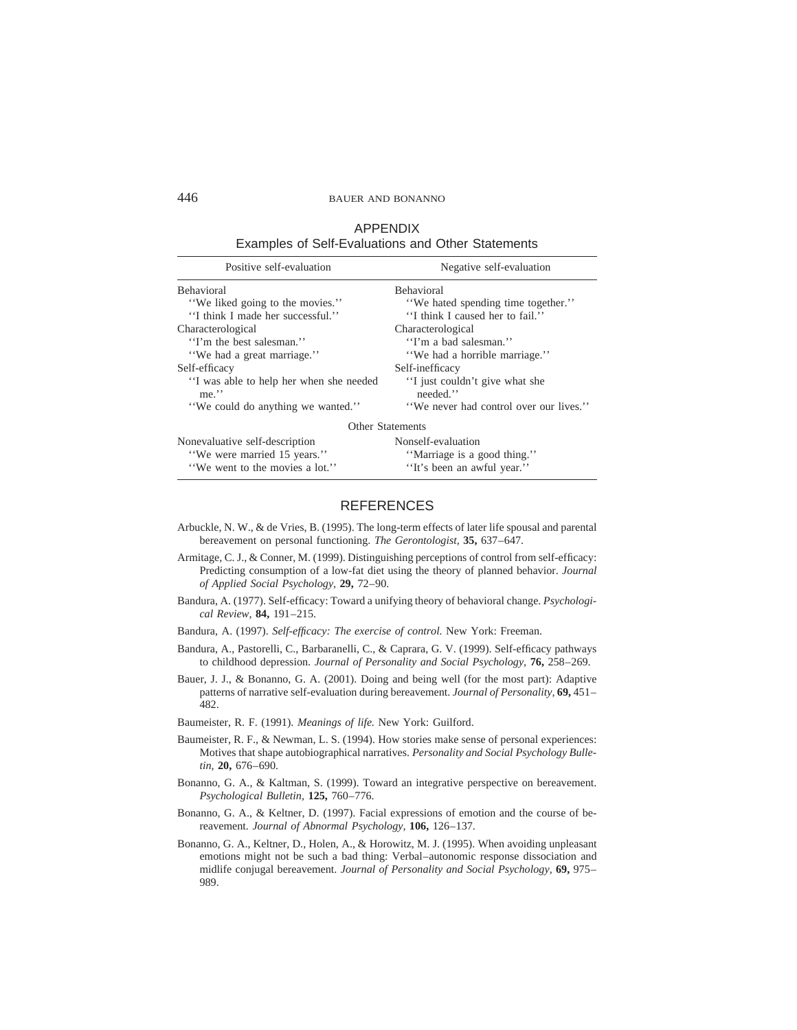## APPENDIX

### Examples of Self-Evaluations and Other Statements

| Positive self-evaluation | Negative self-evaluation |
|---|---|
| Behavioral | Behavioral |
| "We liked going to the movies." | "We hated spending time together." |
| "I think I made her successful." | "I think I caused her to fail." |
| Characterological | Characterological |
| "I'm the best salesman." | "I'm a bad salesman." |
| "We had a great marriage." | "We had a horrible marriage." |
| Self-efficacy | Self-inefficacy |
| "I was able to help her when she needed me." | "I just couldn't give what she needed." |
| "We could do anything we wanted." | "We never had control over our lives." |
| Other Statements | |
| Nonevaluative self-description | Nonself-evaluation |
| "We were married 15 years." | "Marriage is a good thing." |
| "We went to the movies a lot." | "It's been an awful year." |

## REFERENCES

Arbuckle, N. W., & de Vries, B. (1995). The long-term effects of later life spousal and parental bereavement on personal functioning. *The Gerontologist*, **35,** 637–647.

Armitage, C. J., & Conner, M. (1999). Distinguishing perceptions of control from self-efficacy: Predicting consumption of a low-fat diet using the theory of planned behavior. *Journal of Applied Social Psychology*, **29,** 72–90.

Bandura, A. (1977). Self-efficacy: Toward a unifying theory of behavioral change. *Psychological Review*, **84,** 191–215.

Bandura, A. (1997). *Self-efficacy: The exercise of control.* New York: Freeman.

Bandura, A., Pastorelli, C., Barbaranelli, C., & Caprara, G. V. (1999). Self-efficacy pathways to childhood depression. *Journal of Personality and Social Psychology*, **76,** 258–269.

Bauer, J. J., & Bonanno, G. A. (2001). Doing and being well (for the most part): Adaptive patterns of narrative self-evaluation during bereavement. *Journal of Personality*, **69,** 451–482.

Baumeister, R. F. (1991). *Meanings of life.* New York: Guilford.

Baumeister, R. F., & Newman, L. S. (1994). How stories make sense of personal experiences: Motives that shape autobiographical narratives. *Personality and Social Psychology Bulletin*, **20,** 676–690.

Bonanno, G. A., & Kaltman, S. (1999). Toward an integrative perspective on bereavement. *Psychological Bulletin*, **125,** 760–776.

Bonanno, G. A., & Keltner, D. (1997). Facial expressions of emotion and the course of bereavement. *Journal of Abnormal Psychology*, **106,** 126–137.

Bonanno, G. A., Keltner, D., Holen, A., & Horowitz, M. J. (1995). When avoiding unpleasant emotions might not be such a bad thing: Verbal–autonomic response dissociation and midlife conjugal bereavement. *Journal of Personality and Social Psychology*, **69,** 975–989.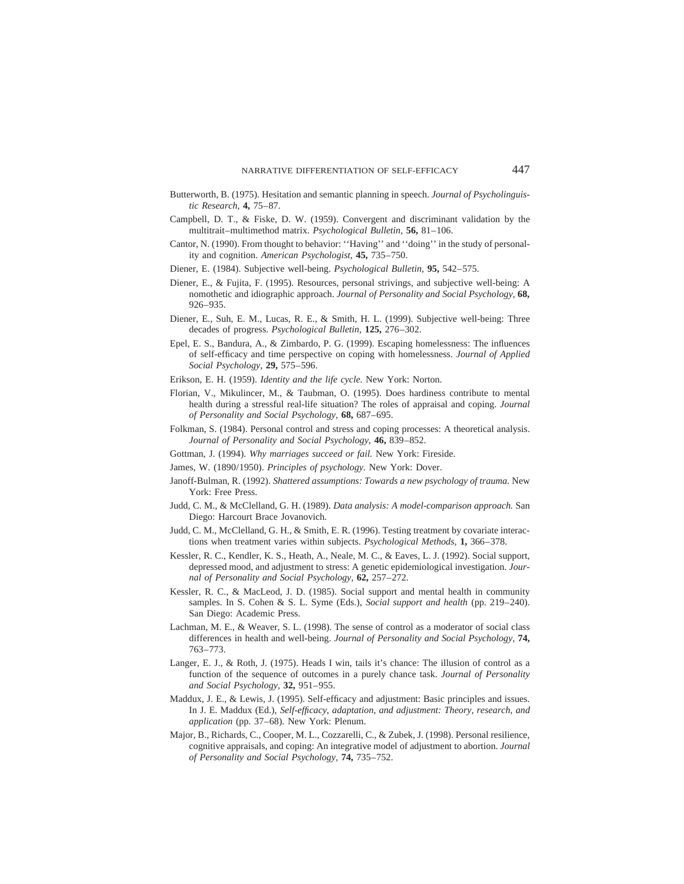Butterworth, B. (1975). Hesitation and semantic planning in speech. *Journal of Psycholinguistic Research,* **4,** 75–87.

Campbell, D. T., & Fiske, D. W. (1959). Convergent and discriminant validation by the multitrait–multimethod matrix. *Psychological Bulletin,* **56,** 81–106.

Cantor, N. (1990). From thought to behavior: ''Having'' and ''doing'' in the study of personality and cognition. *American Psychologist,* **45,** 735–750.

Diener, E. (1984). Subjective well-being. *Psychological Bulletin,* **95,** 542–575.

Diener, E., & Fujita, F. (1995). Resources, personal strivings, and subjective well-being: A nomothetic and idiographic approach. *Journal of Personality and Social Psychology,* **68,** 926–935.

Diener, E., Suh, E. M., Lucas, R. E., & Smith, H. L. (1999). Subjective well-being: Three decades of progress. *Psychological Bulletin,* **125,** 276–302.

Epel, E. S., Bandura, A., & Zimbardo, P. G. (1999). Escaping homelessness: The influences of self-efficacy and time perspective on coping with homelessness. *Journal of Applied Social Psychology,* **29,** 575–596.

Erikson, E. H. (1959). *Identity and the life cycle.* New York: Norton.

Florian, V., Mikulincer, M., & Taubman, O. (1995). Does hardiness contribute to mental health during a stressful real-life situation? The roles of appraisal and coping. *Journal of Personality and Social Psychology,* **68,** 687–695.

Folkman, S. (1984). Personal control and stress and coping processes: A theoretical analysis. *Journal of Personality and Social Psychology,* **46,** 839–852.

Gottman, J. (1994). *Why marriages succeed or fail.* New York: Fireside.

James, W. (1890/1950). *Principles of psychology.* New York: Dover.

Janoff-Bulman, R. (1992). *Shattered assumptions: Towards a new psychology of trauma.* New York: Free Press.

Judd, C. M., & McClelland, G. H. (1989). *Data analysis: A model-comparison approach.* San Diego: Harcourt Brace Jovanovich.

Judd, C. M., McClelland, G. H., & Smith, E. R. (1996). Testing treatment by covariate interactions when treatment varies within subjects. *Psychological Methods,* **1,** 366–378.

Kessler, R. C., Kendler, K. S., Heath, A., Neale, M. C., & Eaves, L. J. (1992). Social support, depressed mood, and adjustment to stress: A genetic epidemiological investigation. *Journal of Personality and Social Psychology,* **62,** 257–272.

Kessler, R. C., & MacLeod, J. D. (1985). Social support and mental health in community samples. In S. Cohen & S. L. Syme (Eds.), *Social support and health* (pp. 219–240). San Diego: Academic Press.

Lachman, M. E., & Weaver, S. L. (1998). The sense of control as a moderator of social class differences in health and well-being. *Journal of Personality and Social Psychology,* **74,** 763–773.

Langer, E. J., & Roth, J. (1975). Heads I win, tails it's chance: The illusion of control as a function of the sequence of outcomes in a purely chance task. *Journal of Personality and Social Psychology,* **32,** 951–955.

Maddux, J. E., & Lewis, J. (1995). Self-efficacy and adjustment: Basic principles and issues. In J. E. Maddux (Ed.), *Self-efficacy, adaptation, and adjustment: Theory, research, and application* (pp. 37–68). New York: Plenum.

Major, B., Richards, C., Cooper, M. L., Cozzarelli, C., & Zubek, J. (1998). Personal resilience, cognitive appraisals, and coping: An integrative model of adjustment to abortion. *Journal of Personality and Social Psychology,* **74,** 735–752.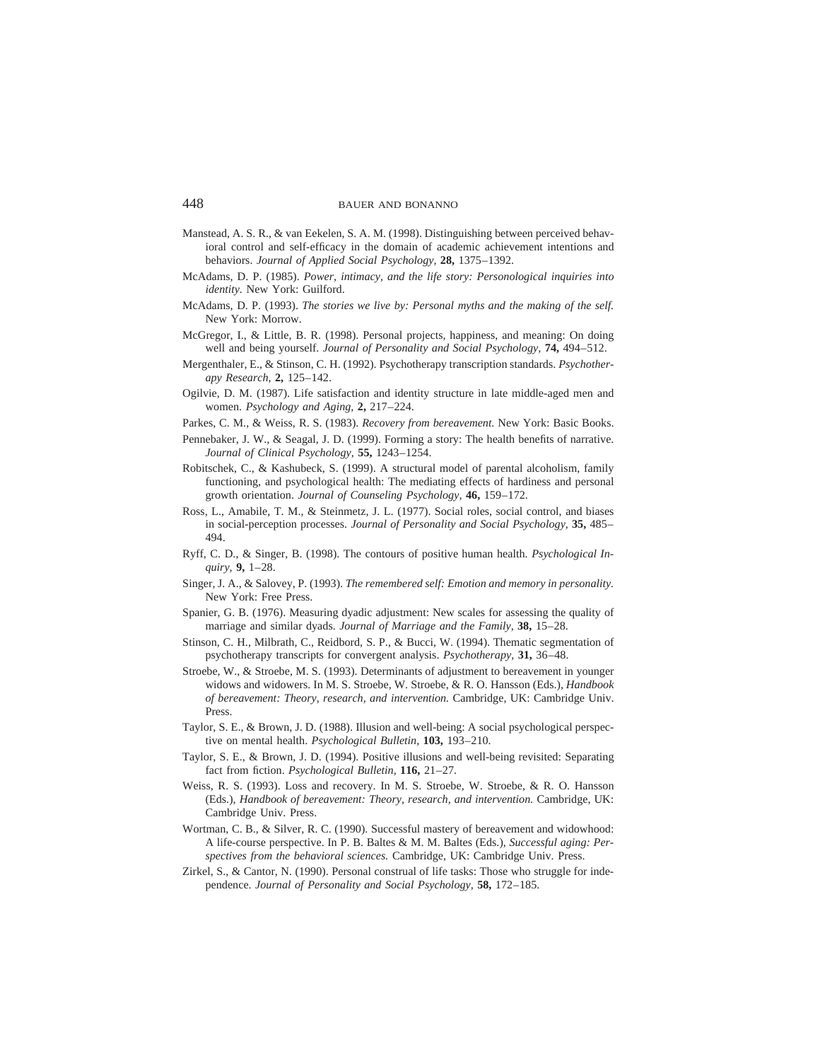Manstead, A. S. R., & van Eekelen, S. A. M. (1998). Distinguishing between perceived behavioral control and self-efficacy in the domain of academic achievement intentions and behaviors. *Journal of Applied Social Psychology,* **28,** 1375–1392.

McAdams, D. P. (1985). *Power, intimacy, and the life story: Personological inquiries into identity.* New York: Guilford.

McAdams, D. P. (1993). *The stories we live by: Personal myths and the making of the self.* New York: Morrow.

McGregor, I., & Little, B. R. (1998). Personal projects, happiness, and meaning: On doing well and being yourself. *Journal of Personality and Social Psychology,* **74,** 494–512.

Mergenthaler, E., & Stinson, C. H. (1992). Psychotherapy transcription standards. *Psychotherapy Research,* **2,** 125–142.

Ogilvie, D. M. (1987). Life satisfaction and identity structure in late middle-aged men and women. *Psychology and Aging,* **2,** 217–224.

Parkes, C. M., & Weiss, R. S. (1983). *Recovery from bereavement.* New York: Basic Books.

Pennebaker, J. W., & Seagal, J. D. (1999). Forming a story: The health benefits of narrative. *Journal of Clinical Psychology,* **55,** 1243–1254.

Robitschek, C., & Kashubeck, S. (1999). A structural model of parental alcoholism, family functioning, and psychological health: The mediating effects of hardiness and personal growth orientation. *Journal of Counseling Psychology,* **46,** 159–172.

Ross, L., Amabile, T. M., & Steinmetz, J. L. (1977). Social roles, social control, and biases in social-perception processes. *Journal of Personality and Social Psychology,* **35,** 485–494.

Ryff, C. D., & Singer, B. (1998). The contours of positive human health. *Psychological Inquiry,* **9,** 1–28.

Singer, J. A., & Salovey, P. (1993). *The remembered self: Emotion and memory in personality.* New York: Free Press.

Spanier, G. B. (1976). Measuring dyadic adjustment: New scales for assessing the quality of marriage and similar dyads. *Journal of Marriage and the Family,* **38,** 15–28.

Stinson, C. H., Milbrath, C., Reidbord, S. P., & Bucci, W. (1994). Thematic segmentation of psychotherapy transcripts for convergent analysis. *Psychotherapy,* **31,** 36–48.

Stroebe, W., & Stroebe, M. S. (1993). Determinants of adjustment to bereavement in younger widows and widowers. In M. S. Stroebe, W. Stroebe, & R. O. Hansson (Eds.), *Handbook of bereavement: Theory, research, and intervention.* Cambridge, UK: Cambridge Univ. Press.

Taylor, S. E., & Brown, J. D. (1988). Illusion and well-being: A social psychological perspective on mental health. *Psychological Bulletin,* **103,** 193–210.

Taylor, S. E., & Brown, J. D. (1994). Positive illusions and well-being revisited: Separating fact from fiction. *Psychological Bulletin,* **116,** 21–27.

Weiss, R. S. (1993). Loss and recovery. In M. S. Stroebe, W. Stroebe, & R. O. Hansson (Eds.), *Handbook of bereavement: Theory, research, and intervention.* Cambridge, UK: Cambridge Univ. Press.

Wortman, C. B., & Silver, R. C. (1990). Successful mastery of bereavement and widowhood: A life-course perspective. In P. B. Baltes & M. M. Baltes (Eds.), *Successful aging: Perspectives from the behavioral sciences.* Cambridge, UK: Cambridge Univ. Press.

Zirkel, S., & Cantor, N. (1990). Personal construal of life tasks: Those who struggle for independence. *Journal of Personality and Social Psychology,* **58,** 172–185.